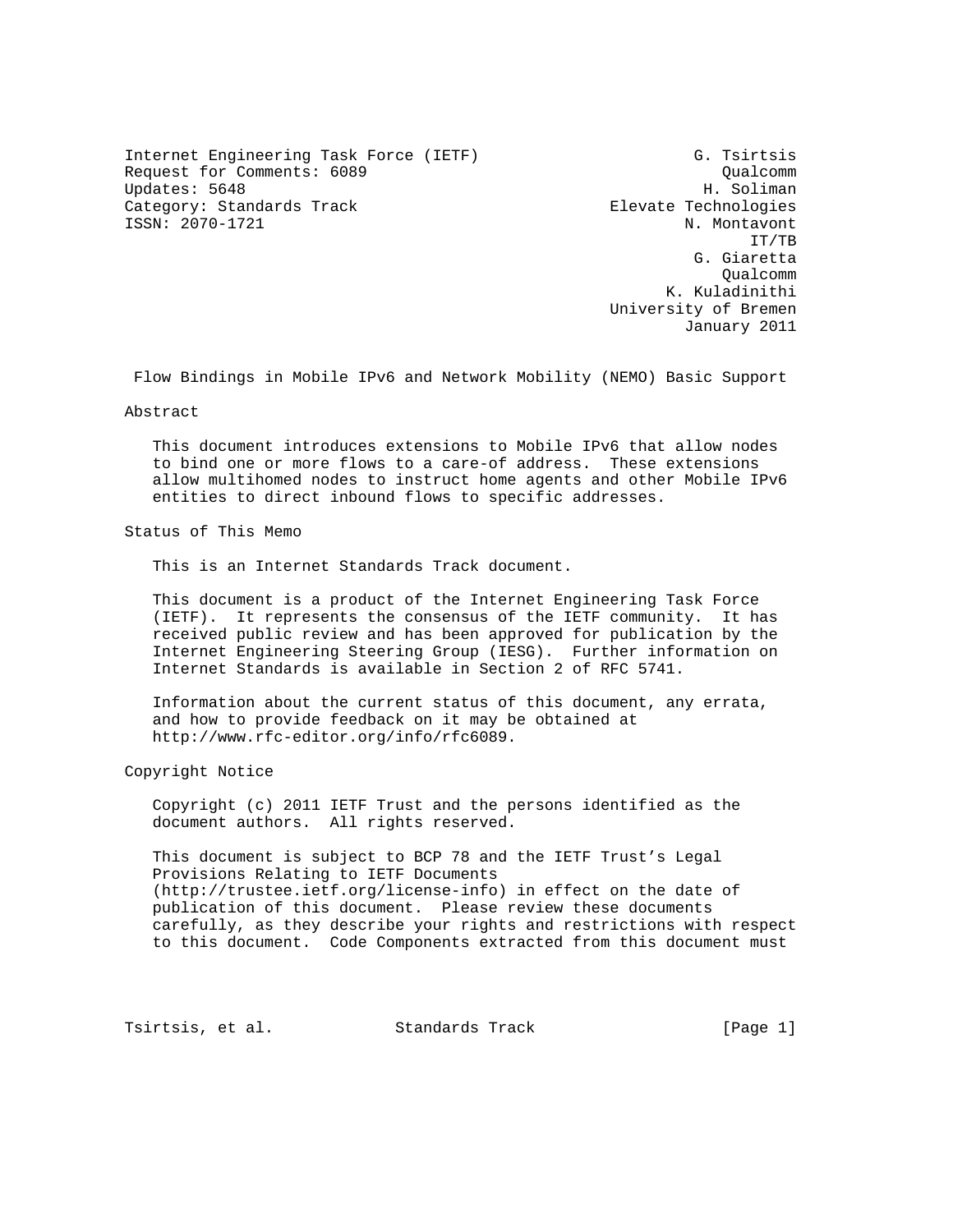Internet Engineering Task Force (IETF) G. Tsirtsis
Request for Comments: 6089 Qualcomm
Updates: 5648 H. Soliman
Category: Standards Track Elevate Technologies
ISSN: 2070-1721 N. Montavont
IT/TB
G. Giaretta
Qualcomm
K. Kuladinithi
University of Bremen
January 2011

# Flow Bindings in Mobile IPv6 and Network Mobility (NEMO) Basic Support

## Abstract

This document introduces extensions to Mobile IPv6 that allow nodes to bind one or more flows to a care-of address. These extensions allow multihomed nodes to instruct home agents and other Mobile IPv6 entities to direct inbound flows to specific addresses.

## Status of This Memo

This is an Internet Standards Track document.

This document is a product of the Internet Engineering Task Force (IETF). It represents the consensus of the IETF community. It has received public review and has been approved for publication by the Internet Engineering Steering Group (IESG). Further information on Internet Standards is available in Section 2 of RFC 5741.

Information about the current status of this document, any errata, and how to provide feedback on it may be obtained at http://www.rfc-editor.org/info/rfc6089.

## Copyright Notice

Copyright (c) 2011 IETF Trust and the persons identified as the document authors. All rights reserved.

This document is subject to BCP 78 and the IETF Trust's Legal Provisions Relating to IETF Documents (http://trustee.ietf.org/license-info) in effect on the date of publication of this document. Please review these documents carefully, as they describe your rights and restrictions with respect to this document. Code Components extracted from this document must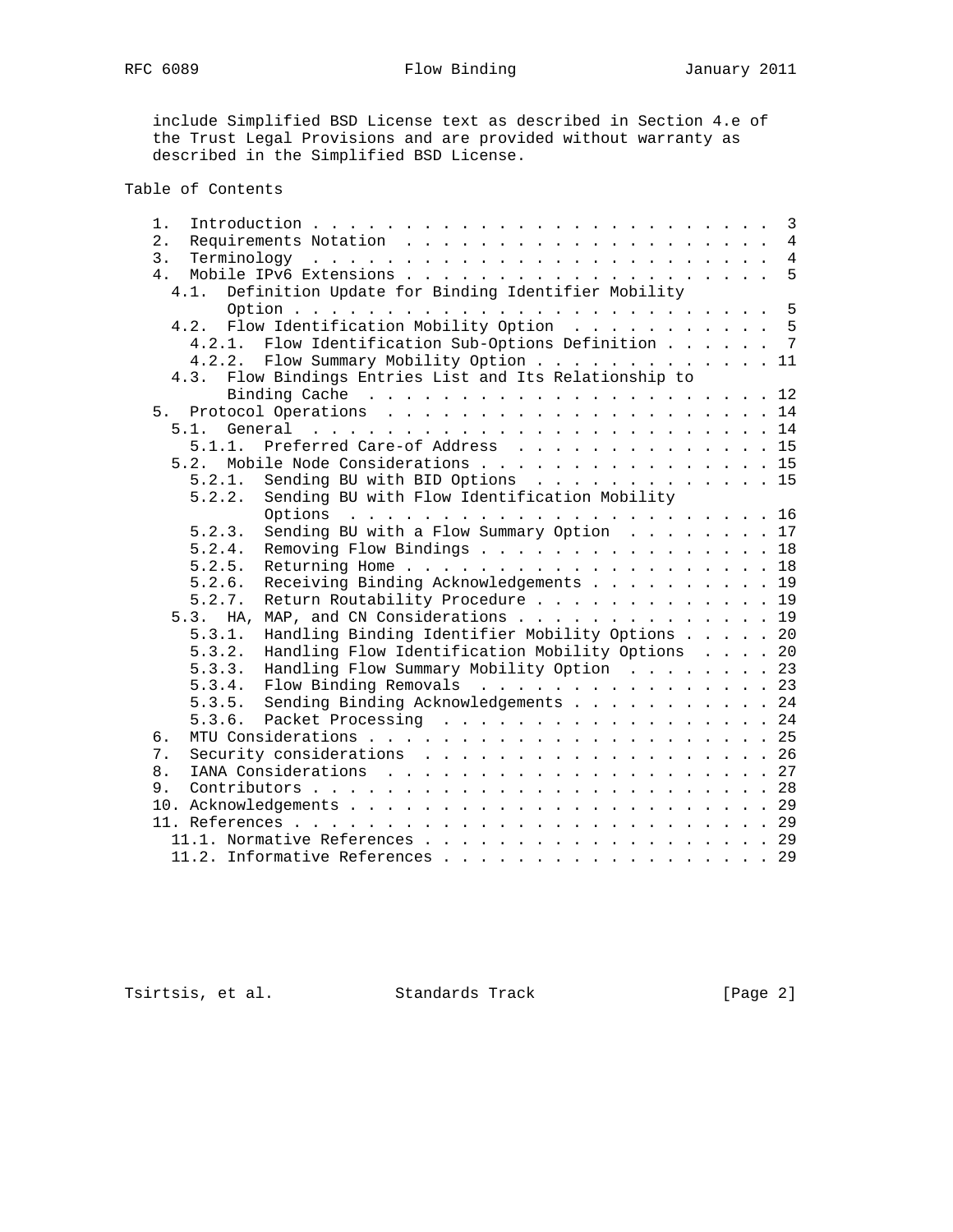include Simplified BSD License text as described in Section 4.e of the Trust Legal Provisions and are provided without warranty as described in the Simplified BSD License.

## Table of Contents

```
   1.  Introduction . . . . . . . . . . . . . . . . . . . . . . . . .  3
   2.  Requirements Notation  . . . . . . . . . . . . . . . . . . . .  4
   3.  Terminology  . . . . . . . . . . . . . . . . . . . . . . . . .  4
   4.  Mobile IPv6 Extensions . . . . . . . . . . . . . . . . . . . .  5
     4.1.  Definition Update for Binding Identifier Mobility
           Option . . . . . . . . . . . . . . . . . . . . . . . . . .  5
     4.2.  Flow Identification Mobility Option  . . . . . . . . . . .  5
       4.2.1.  Flow Identification Sub-Options Definition . . . . . .  7
       4.2.2.  Flow Summary Mobility Option . . . . . . . . . . . . . 11
     4.3.  Flow Bindings Entries List and Its Relationship to
           Binding Cache  . . . . . . . . . . . . . . . . . . . . . . 12
   5.  Protocol Operations  . . . . . . . . . . . . . . . . . . . . . 14
     5.1.  General  . . . . . . . . . . . . . . . . . . . . . . . . . 14
       5.1.1.  Preferred Care-of Address  . . . . . . . . . . . . . . 15
     5.2.  Mobile Node Considerations . . . . . . . . . . . . . . . . 15
       5.2.1.  Sending BU with BID Options  . . . . . . . . . . . . . 15
       5.2.2.  Sending BU with Flow Identification Mobility
               Options  . . . . . . . . . . . . . . . . . . . . . . . 16
       5.2.3.  Sending BU with a Flow Summary Option  . . . . . . . . 17
       5.2.4.  Removing Flow Bindings . . . . . . . . . . . . . . . . 18
       5.2.5.  Returning Home . . . . . . . . . . . . . . . . . . . . 18
       5.2.6.  Receiving Binding Acknowledgements . . . . . . . . . . 19
       5.2.7.  Return Routability Procedure . . . . . . . . . . . . . 19
     5.3.  HA, MAP, and CN Considerations . . . . . . . . . . . . . . 19
       5.3.1.  Handling Binding Identifier Mobility Options . . . . . 20
       5.3.2.  Handling Flow Identification Mobility Options  . . . . 20
       5.3.3.  Handling Flow Summary Mobility Option  . . . . . . . . 23
       5.3.4.  Flow Binding Removals  . . . . . . . . . . . . . . . . 23
       5.3.5.  Sending Binding Acknowledgements . . . . . . . . . . . 24
       5.3.6.  Packet Processing  . . . . . . . . . . . . . . . . . . 24
   6.  MTU Considerations . . . . . . . . . . . . . . . . . . . . . . 25
   7.  Security considerations  . . . . . . . . . . . . . . . . . . . 26
   8.  IANA Considerations  . . . . . . . . . . . . . . . . . . . . . 27
   9.  Contributors . . . . . . . . . . . . . . . . . . . . . . . . . 28
   10. Acknowledgements . . . . . . . . . . . . . . . . . . . . . . . 29
   11. References . . . . . . . . . . . . . . . . . . . . . . . . . . 29
     11.1. Normative References . . . . . . . . . . . . . . . . . . . 29
     11.2. Informative References . . . . . . . . . . . . . . . . . . 29
```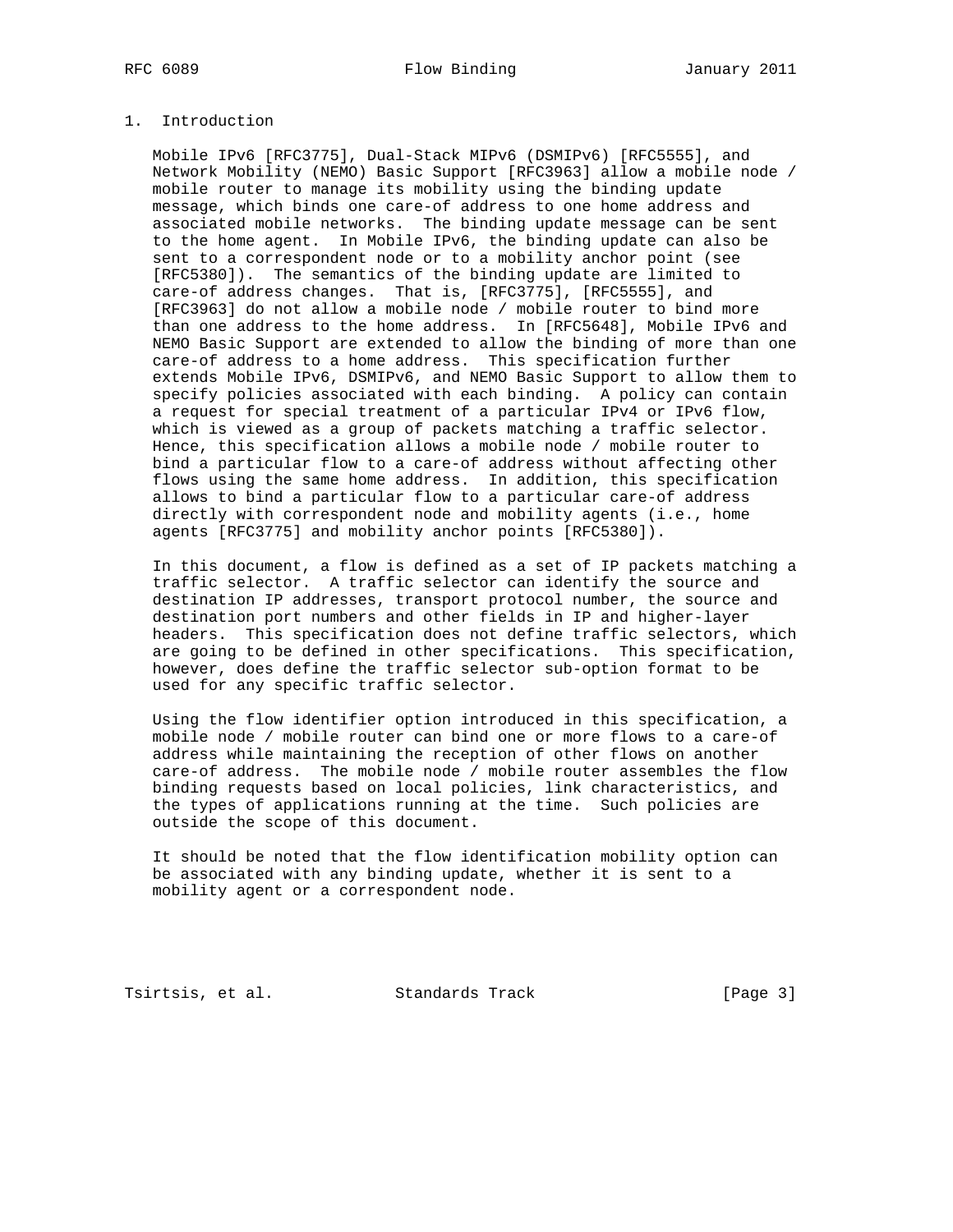# 1. Introduction

Mobile IPv6 [RFC3775], Dual-Stack MIPv6 (DSMIPv6) [RFC5555], and Network Mobility (NEMO) Basic Support [RFC3963] allow a mobile node / mobile router to manage its mobility using the binding update message, which binds one care-of address to one home address and associated mobile networks. The binding update message can be sent to the home agent. In Mobile IPv6, the binding update can also be sent to a correspondent node or to a mobility anchor point (see [RFC5380]). The semantics of the binding update are limited to care-of address changes. That is, [RFC3775], [RFC5555], and [RFC3963] do not allow a mobile node / mobile router to bind more than one address to the home address. In [RFC5648], Mobile IPv6 and NEMO Basic Support are extended to allow the binding of more than one care-of address to a home address. This specification further extends Mobile IPv6, DSMIPv6, and NEMO Basic Support to allow them to specify policies associated with each binding. A policy can contain a request for special treatment of a particular IPv4 or IPv6 flow, which is viewed as a group of packets matching a traffic selector. Hence, this specification allows a mobile node / mobile router to bind a particular flow to a care-of address without affecting other flows using the same home address. In addition, this specification allows to bind a particular flow to a particular care-of address directly with correspondent node and mobility agents (i.e., home agents [RFC3775] and mobility anchor points [RFC5380]).

In this document, a flow is defined as a set of IP packets matching a traffic selector. A traffic selector can identify the source and destination IP addresses, transport protocol number, the source and destination port numbers and other fields in IP and higher-layer headers. This specification does not define traffic selectors, which are going to be defined in other specifications. This specification, however, does define the traffic selector sub-option format to be used for any specific traffic selector.

Using the flow identifier option introduced in this specification, a mobile node / mobile router can bind one or more flows to a care-of address while maintaining the reception of other flows on another care-of address. The mobile node / mobile router assembles the flow binding requests based on local policies, link characteristics, and the types of applications running at the time. Such policies are outside the scope of this document.

It should be noted that the flow identification mobility option can be associated with any binding update, whether it is sent to a mobility agent or a correspondent node.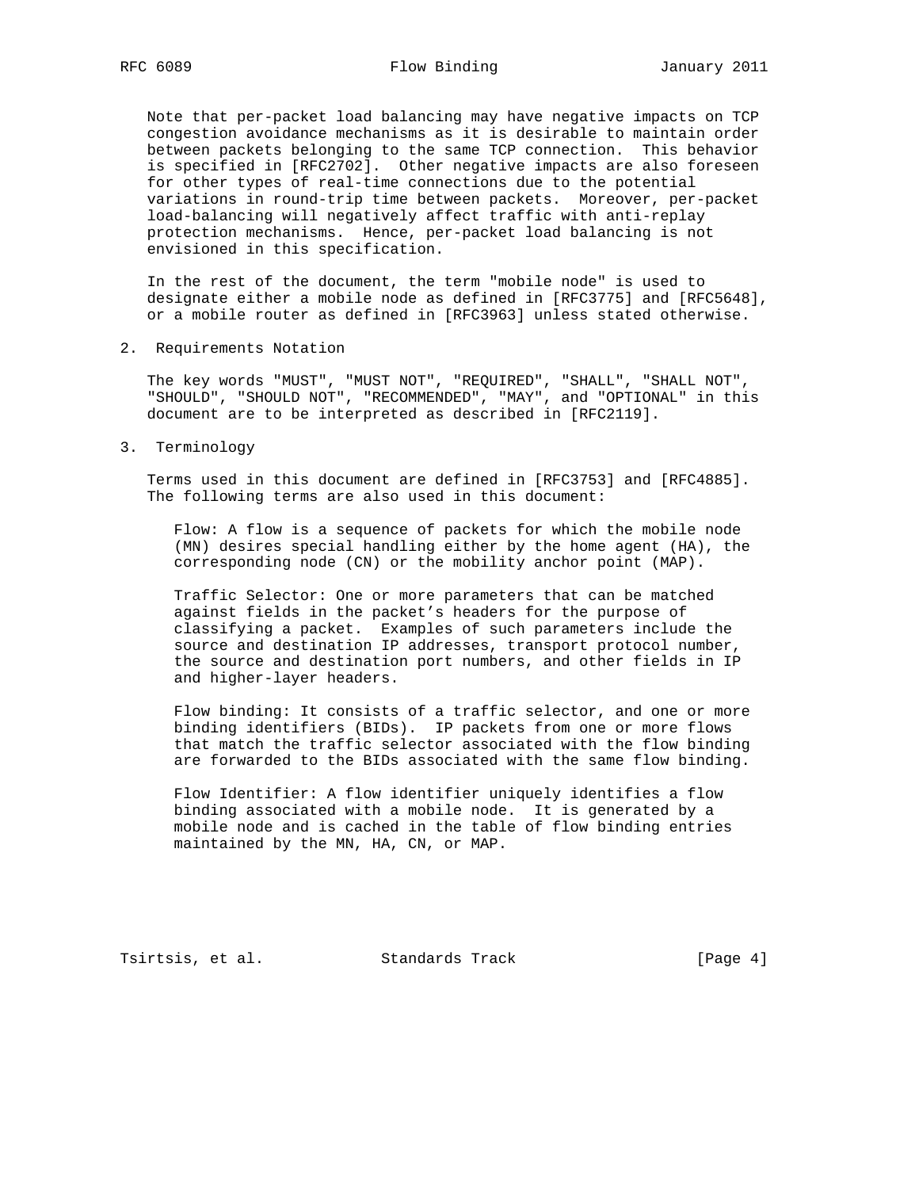Note that per-packet load balancing may have negative impacts on TCP congestion avoidance mechanisms as it is desirable to maintain order between packets belonging to the same TCP connection. This behavior is specified in [RFC2702]. Other negative impacts are also foreseen for other types of real-time connections due to the potential variations in round-trip time between packets. Moreover, per-packet load-balancing will negatively affect traffic with anti-replay protection mechanisms. Hence, per-packet load balancing is not envisioned in this specification.

In the rest of the document, the term "mobile node" is used to designate either a mobile node as defined in [RFC3775] and [RFC5648], or a mobile router as defined in [RFC3963] unless stated otherwise.

## 2. Requirements Notation

The key words "MUST", "MUST NOT", "REQUIRED", "SHALL", "SHALL NOT", "SHOULD", "SHOULD NOT", "RECOMMENDED", "MAY", and "OPTIONAL" in this document are to be interpreted as described in [RFC2119].

## 3. Terminology

Terms used in this document are defined in [RFC3753] and [RFC4885]. The following terms are also used in this document:

Flow: A flow is a sequence of packets for which the mobile node (MN) desires special handling either by the home agent (HA), the corresponding node (CN) or the mobility anchor point (MAP).

Traffic Selector: One or more parameters that can be matched against fields in the packet's headers for the purpose of classifying a packet. Examples of such parameters include the source and destination IP addresses, transport protocol number, the source and destination port numbers, and other fields in IP and higher-layer headers.

Flow binding: It consists of a traffic selector, and one or more binding identifiers (BIDs). IP packets from one or more flows that match the traffic selector associated with the flow binding are forwarded to the BIDs associated with the same flow binding.

Flow Identifier: A flow identifier uniquely identifies a flow binding associated with a mobile node. It is generated by a mobile node and is cached in the table of flow binding entries maintained by the MN, HA, CN, or MAP.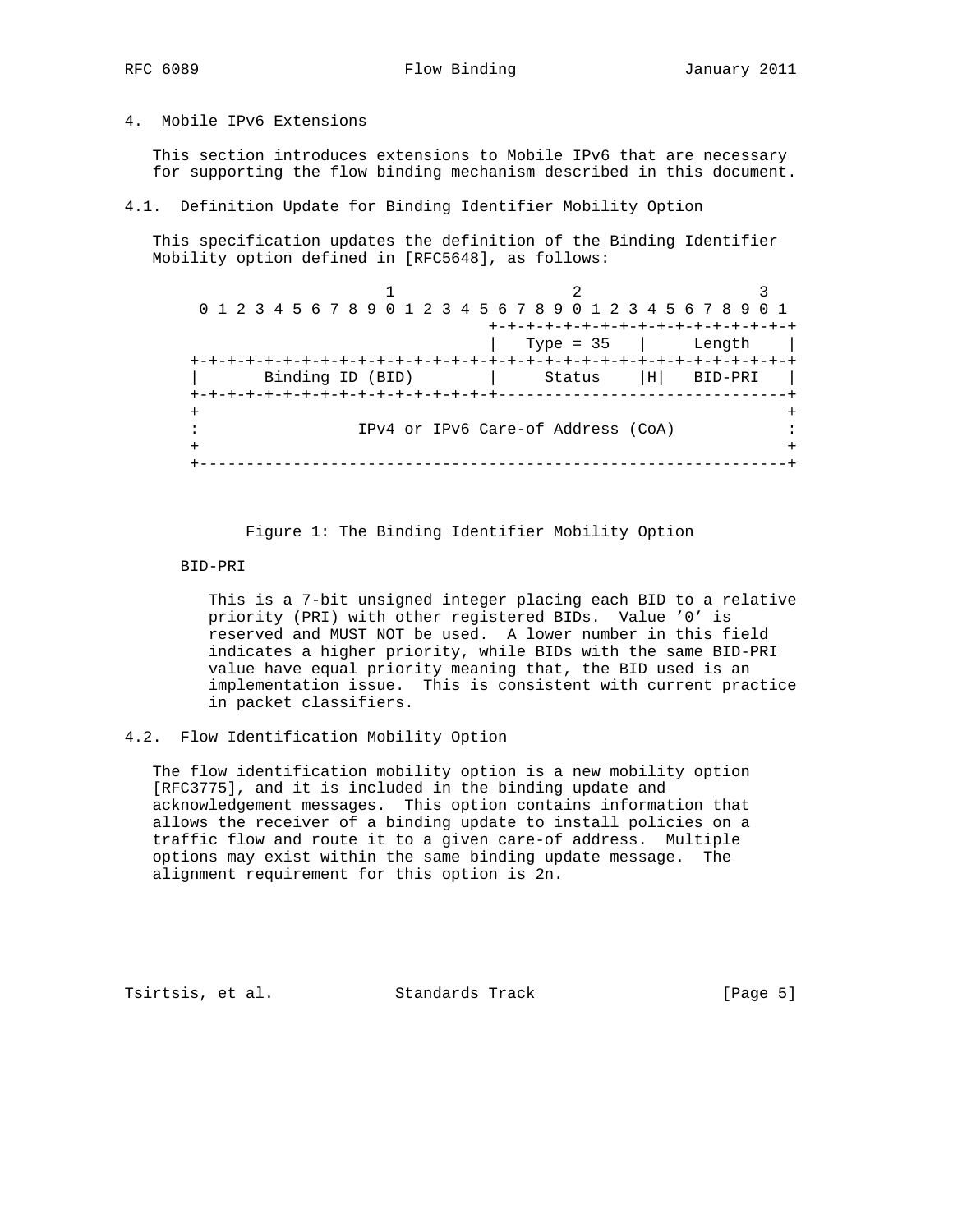## 4. Mobile IPv6 Extensions

This section introduces extensions to Mobile IPv6 that are necessary for supporting the flow binding mechanism described in this document.

### 4.1. Definition Update for Binding Identifier Mobility Option

This specification updates the definition of the Binding Identifier Mobility option defined in [RFC5648], as follows:

```
                     1                   2                   3
 0 1 2 3 4 5 6 7 8 9 0 1 2 3 4 5 6 7 8 9 0 1 2 3 4 5 6 7 8 9 0 1
                                +-+-+-+-+-+-+-+-+-+-+-+-+-+-+-+-+
                                |   Type = 35   |     Length    |
+-+-+-+-+-+-+-+-+-+-+-+-+-+-+-+-+-+-+-+-+-+-+-+-+-+-+-+-+-+-+-+-+
|       Binding ID (BID)        |     Status    |H|   BID-PRI   |
+-+-+-+-+-+-+-+-+-+-+-+-+-+-+-+-+-------------------------------+
+                                                               +
:                IPv4 or IPv6 Care-of Address (CoA)             :
+                                                               +
+---------------------------------------------------------------+
```

Figure 1: The Binding Identifier Mobility Option

BID-PRI

This is a 7-bit unsigned integer placing each BID to a relative priority (PRI) with other registered BIDs. Value '0' is reserved and MUST NOT be used. A lower number in this field indicates a higher priority, while BIDs with the same BID-PRI value have equal priority meaning that, the BID used is an implementation issue. This is consistent with current practice in packet classifiers.

### 4.2. Flow Identification Mobility Option

The flow identification mobility option is a new mobility option [RFC3775], and it is included in the binding update and acknowledgement messages. This option contains information that allows the receiver of a binding update to install policies on a traffic flow and route it to a given care-of address. Multiple options may exist within the same binding update message. The alignment requirement for this option is 2n.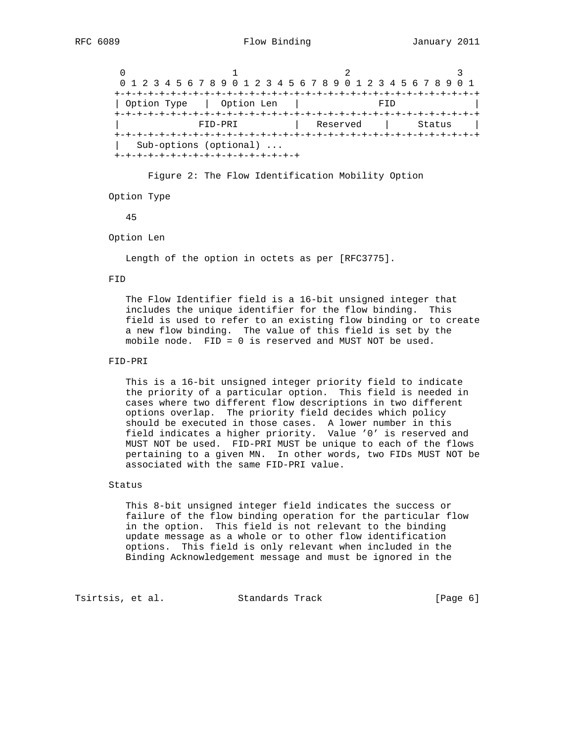```
     0                   1                   2                   3
     0 1 2 3 4 5 6 7 8 9 0 1 2 3 4 5 6 7 8 9 0 1 2 3 4 5 6 7 8 9 0 1
    +-+-+-+-+-+-+-+-+-+-+-+-+-+-+-+-+-+-+-+-+-+-+-+-+-+-+-+-+-+-+-+-+
    | Option Type   |  Option Len   |            FID                |
    +-+-+-+-+-+-+-+-+-+-+-+-+-+-+-+-+-+-+-+-+-+-+-+-+-+-+-+-+-+-+-+-+
    |             FID-PRI           |   Reserved    |     Status    |
    +-+-+-+-+-+-+-+-+-+-+-+-+-+-+-+-+-+-+-+-+-+-+-+-+-+-+-+-+-+-+-+-+
    |   Sub-options (optional) ...
    +-+-+-+-+-+-+-+-+-+-+-+-+-+-+-+-+
```

Figure 2: The Flow Identification Mobility Option

Option Type

45

Option Len

Length of the option in octets as per [RFC3775].

FID

The Flow Identifier field is a 16-bit unsigned integer that includes the unique identifier for the flow binding. This field is used to refer to an existing flow binding or to create a new flow binding. The value of this field is set by the mobile node. FID = 0 is reserved and MUST NOT be used.

FID-PRI

This is a 16-bit unsigned integer priority field to indicate the priority of a particular option. This field is needed in cases where two different flow descriptions in two different options overlap. The priority field decides which policy should be executed in those cases. A lower number in this field indicates a higher priority. Value '0' is reserved and MUST NOT be used. FID-PRI MUST be unique to each of the flows pertaining to a given MN. In other words, two FIDs MUST NOT be associated with the same FID-PRI value.

Status

This 8-bit unsigned integer field indicates the success or failure of the flow binding operation for the particular flow in the option. This field is not relevant to the binding update message as a whole or to other flow identification options. This field is only relevant when included in the Binding Acknowledgement message and must be ignored in the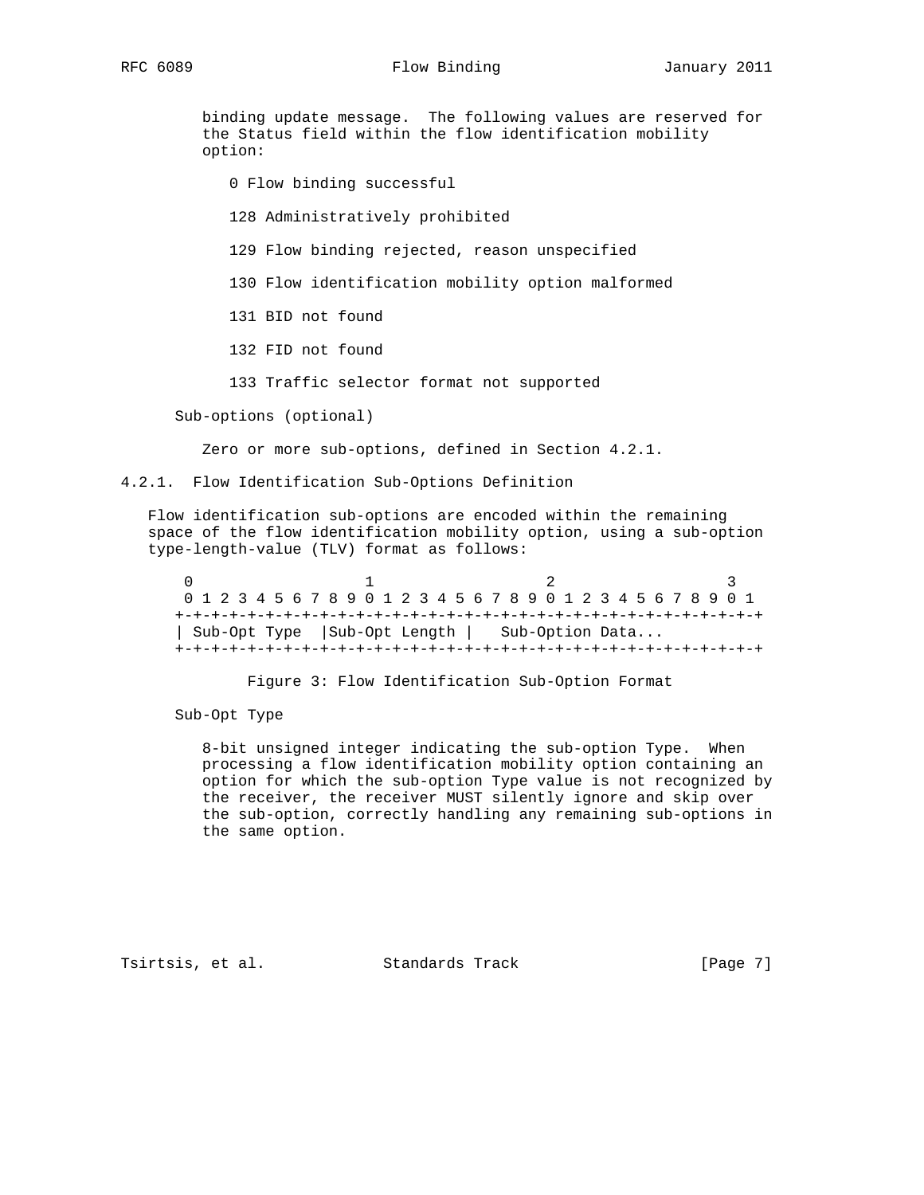binding update message. The following values are reserved for the Status field within the flow identification mobility option:

0 Flow binding successful

128 Administratively prohibited

129 Flow binding rejected, reason unspecified

130 Flow identification mobility option malformed

131 BID not found

132 FID not found

133 Traffic selector format not supported

Sub-options (optional)

Zero or more sub-options, defined in Section 4.2.1.

### 4.2.1. Flow Identification Sub-Options Definition

Flow identification sub-options are encoded within the remaining space of the flow identification mobility option, using a sub-option type-length-value (TLV) format as follows:

```
 0                   1                   2                   3
 0 1 2 3 4 5 6 7 8 9 0 1 2 3 4 5 6 7 8 9 0 1 2 3 4 5 6 7 8 9 0 1
+-+-+-+-+-+-+-+-+-+-+-+-+-+-+-+-+-+-+-+-+-+-+-+-+-+-+-+-+-+-+-+-+
| Sub-Opt Type  |Sub-Opt Length |   Sub-Option Data...
+-+-+-+-+-+-+-+-+-+-+-+-+-+-+-+-+-+-+-+-+-+-+-+-+-+-+-+-+-+-+-+-+
```

Figure 3: Flow Identification Sub-Option Format

Sub-Opt Type

8-bit unsigned integer indicating the sub-option Type. When processing a flow identification mobility option containing an option for which the sub-option Type value is not recognized by the receiver, the receiver MUST silently ignore and skip over the sub-option, correctly handling any remaining sub-options in the same option.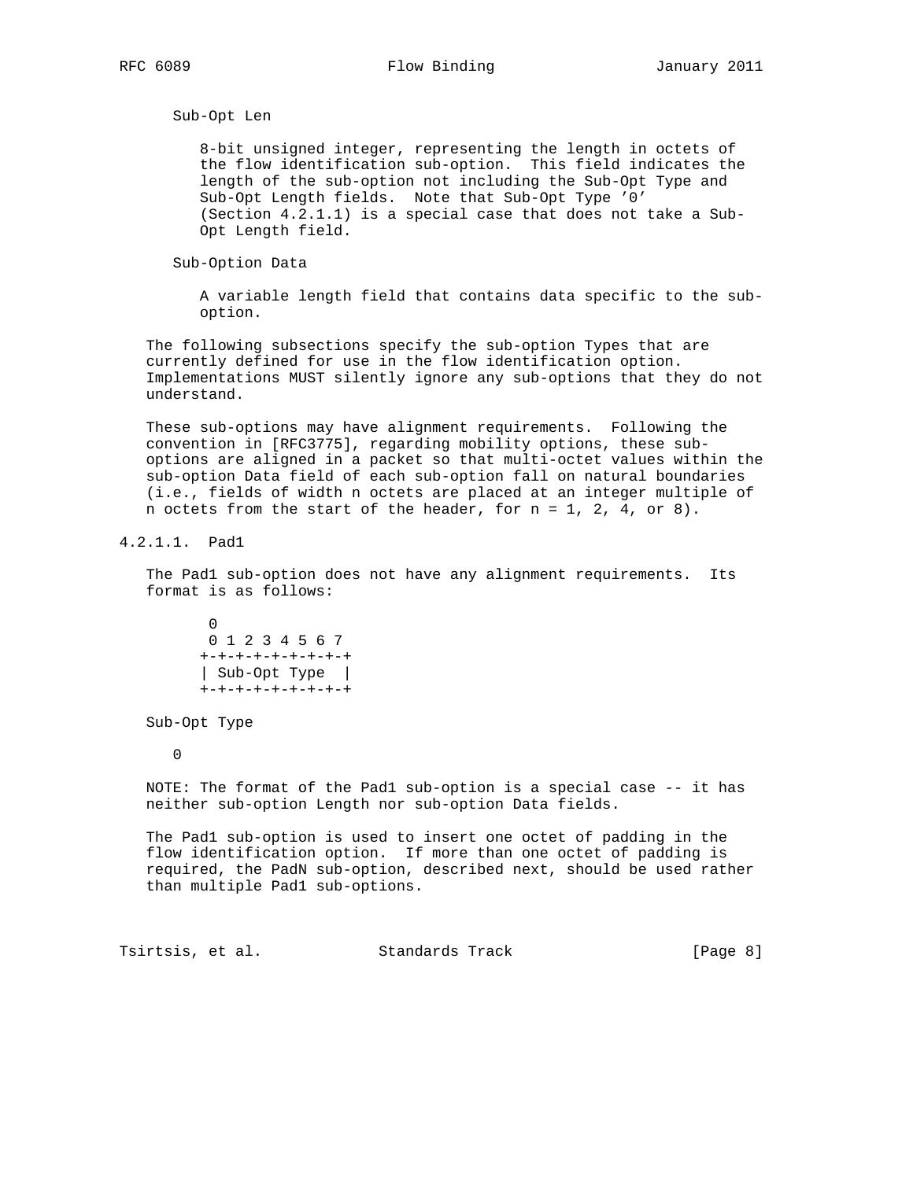Sub-Opt Len

8-bit unsigned integer, representing the length in octets of the flow identification sub-option. This field indicates the length of the sub-option not including the Sub-Opt Type and Sub-Opt Length fields. Note that Sub-Opt Type '0' (Section 4.2.1.1) is a special case that does not take a Sub-Opt Length field.

Sub-Option Data

A variable length field that contains data specific to the sub-option.

The following subsections specify the sub-option Types that are currently defined for use in the flow identification option. Implementations MUST silently ignore any sub-options that they do not understand.

These sub-options may have alignment requirements. Following the convention in [RFC3775], regarding mobility options, these sub-options are aligned in a packet so that multi-octet values within the sub-option Data field of each sub-option fall on natural boundaries (i.e., fields of width n octets are placed at an integer multiple of n octets from the start of the header, for n = 1, 2, 4, or 8).

#### 4.2.1.1. Pad1

The Pad1 sub-option does not have any alignment requirements. Its format is as follows:

```
 0
 0 1 2 3 4 5 6 7
+-+-+-+-+-+-+-+-+
| Sub-Opt Type  |
+-+-+-+-+-+-+-+-+
```

Sub-Opt Type

0

NOTE: The format of the Pad1 sub-option is a special case -- it has neither sub-option Length nor sub-option Data fields.

The Pad1 sub-option is used to insert one octet of padding in the flow identification option. If more than one octet of padding is required, the PadN sub-option, described next, should be used rather than multiple Pad1 sub-options.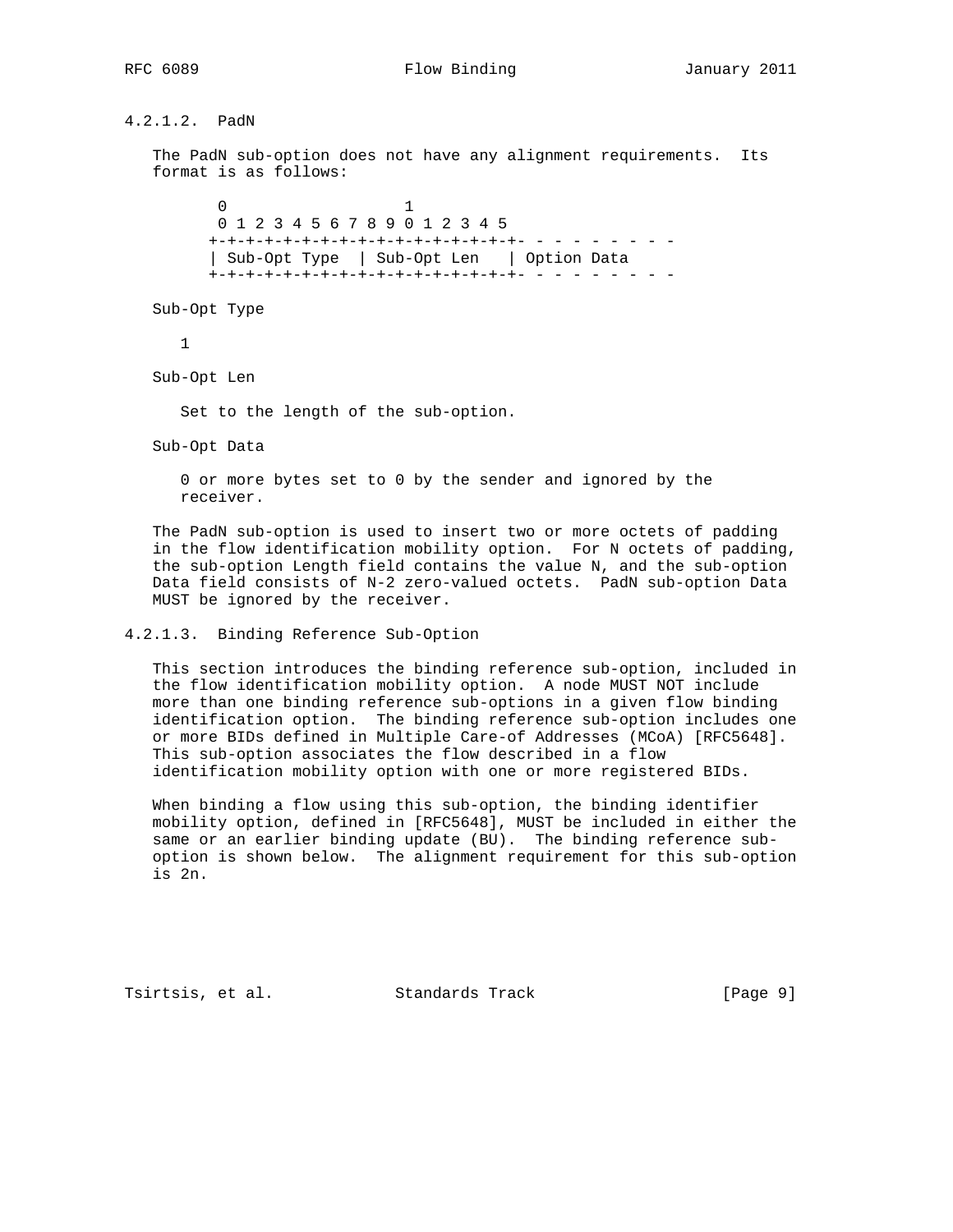#### 4.2.1.2. PadN

The PadN sub-option does not have any alignment requirements. Its format is as follows:

```
 0                   1
 0 1 2 3 4 5 6 7 8 9 0 1 2 3 4 5
+-+-+-+-+-+-+-+-+-+-+-+-+-+-+-+-+- - - - - - - - -
| Sub-Opt Type  | Sub-Opt Len   | Option Data
+-+-+-+-+-+-+-+-+-+-+-+-+-+-+-+-+- - - - - - - - -
```

Sub-Opt Type

1

Sub-Opt Len

Set to the length of the sub-option.

Sub-Opt Data

0 or more bytes set to 0 by the sender and ignored by the receiver.

The PadN sub-option is used to insert two or more octets of padding in the flow identification mobility option. For N octets of padding, the sub-option Length field contains the value N, and the sub-option Data field consists of N-2 zero-valued octets. PadN sub-option Data MUST be ignored by the receiver.

#### 4.2.1.3. Binding Reference Sub-Option

This section introduces the binding reference sub-option, included in the flow identification mobility option. A node MUST NOT include more than one binding reference sub-options in a given flow binding identification option. The binding reference sub-option includes one or more BIDs defined in Multiple Care-of Addresses (MCoA) [RFC5648]. This sub-option associates the flow described in a flow identification mobility option with one or more registered BIDs.

When binding a flow using this sub-option, the binding identifier mobility option, defined in [RFC5648], MUST be included in either the same or an earlier binding update (BU). The binding reference sub-option is shown below. The alignment requirement for this sub-option is 2n.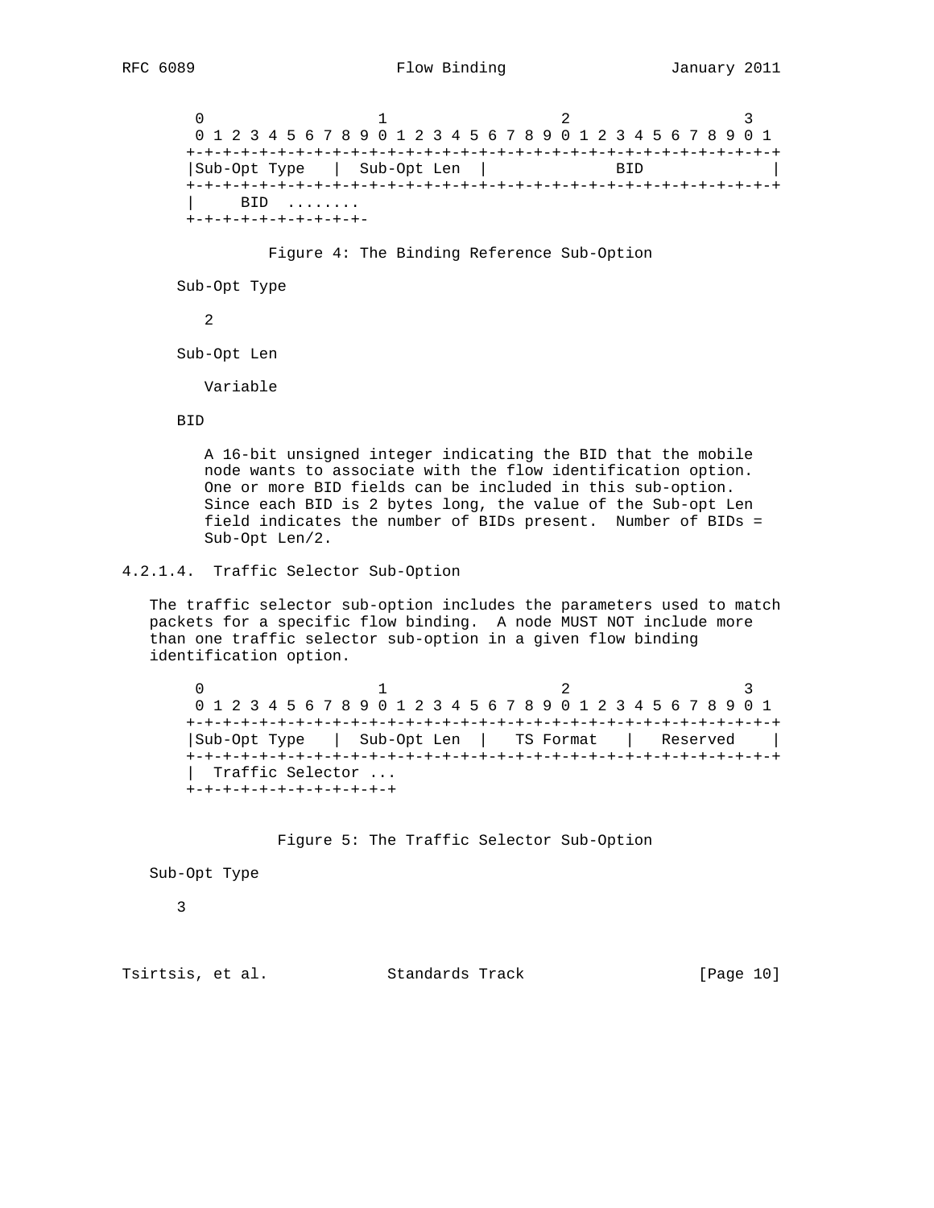```
     0                   1                   2                   3
     0 1 2 3 4 5 6 7 8 9 0 1 2 3 4 5 6 7 8 9 0 1 2 3 4 5 6 7 8 9 0 1
    +-+-+-+-+-+-+-+-+-+-+-+-+-+-+-+-+-+-+-+-+-+-+-+-+-+-+-+-+-+-+-+-+
    |Sub-Opt Type   |  Sub-Opt Len  |            BID                |
    +-+-+-+-+-+-+-+-+-+-+-+-+-+-+-+-+-+-+-+-+-+-+-+-+-+-+-+-+-+-+-+-+
    |     BID  ........
    +-+-+-+-+-+-+-+-+-+-
```

Figure 4: The Binding Reference Sub-Option

Sub-Opt Type

2

Sub-Opt Len

Variable

BID

A 16-bit unsigned integer indicating the BID that the mobile node wants to associate with the flow identification option. One or more BID fields can be included in this sub-option. Since each BID is 2 bytes long, the value of the Sub-opt Len field indicates the number of BIDs present. Number of BIDs = Sub-Opt Len/2.

#### 4.2.1.4. Traffic Selector Sub-Option

The traffic selector sub-option includes the parameters used to match packets for a specific flow binding. A node MUST NOT include more than one traffic selector sub-option in a given flow binding identification option.

```
     0                   1                   2                   3
     0 1 2 3 4 5 6 7 8 9 0 1 2 3 4 5 6 7 8 9 0 1 2 3 4 5 6 7 8 9 0 1
    +-+-+-+-+-+-+-+-+-+-+-+-+-+-+-+-+-+-+-+-+-+-+-+-+-+-+-+-+-+-+-+-+
    |Sub-Opt Type   |  Sub-Opt Len  |   TS Format   |   Reserved    |
    +-+-+-+-+-+-+-+-+-+-+-+-+-+-+-+-+-+-+-+-+-+-+-+-+-+-+-+-+-+-+-+-+
    |  Traffic Selector ...
    +-+-+-+-+-+-+-+-+-+-+-+
```

Figure 5: The Traffic Selector Sub-Option

Sub-Opt Type

3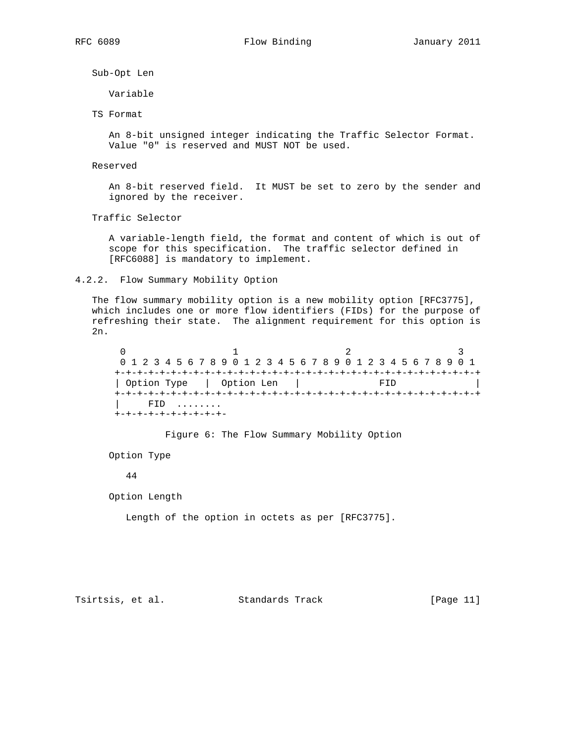Sub-Opt Len

Variable

TS Format

An 8-bit unsigned integer indicating the Traffic Selector Format. Value "0" is reserved and MUST NOT be used.

Reserved

An 8-bit reserved field. It MUST be set to zero by the sender and ignored by the receiver.

Traffic Selector

A variable-length field, the format and content of which is out of scope for this specification. The traffic selector defined in [RFC6088] is mandatory to implement.

### 4.2.2. Flow Summary Mobility Option

The flow summary mobility option is a new mobility option [RFC3775], which includes one or more flow identifiers (FIDs) for the purpose of refreshing their state. The alignment requirement for this option is 2n.

```
 0                   1                   2                   3
 0 1 2 3 4 5 6 7 8 9 0 1 2 3 4 5 6 7 8 9 0 1 2 3 4 5 6 7 8 9 0 1
+-+-+-+-+-+-+-+-+-+-+-+-+-+-+-+-+-+-+-+-+-+-+-+-+-+-+-+-+-+-+-+-+
| Option Type   |  Option Len   |              FID              |
+-+-+-+-+-+-+-+-+-+-+-+-+-+-+-+-+-+-+-+-+-+-+-+-+-+-+-+-+-+-+-+-+
|     FID  ........
+-+-+-+-+-+-+-+-+-+-+-
```

Figure 6: The Flow Summary Mobility Option

Option Type

44

Option Length

Length of the option in octets as per [RFC3775].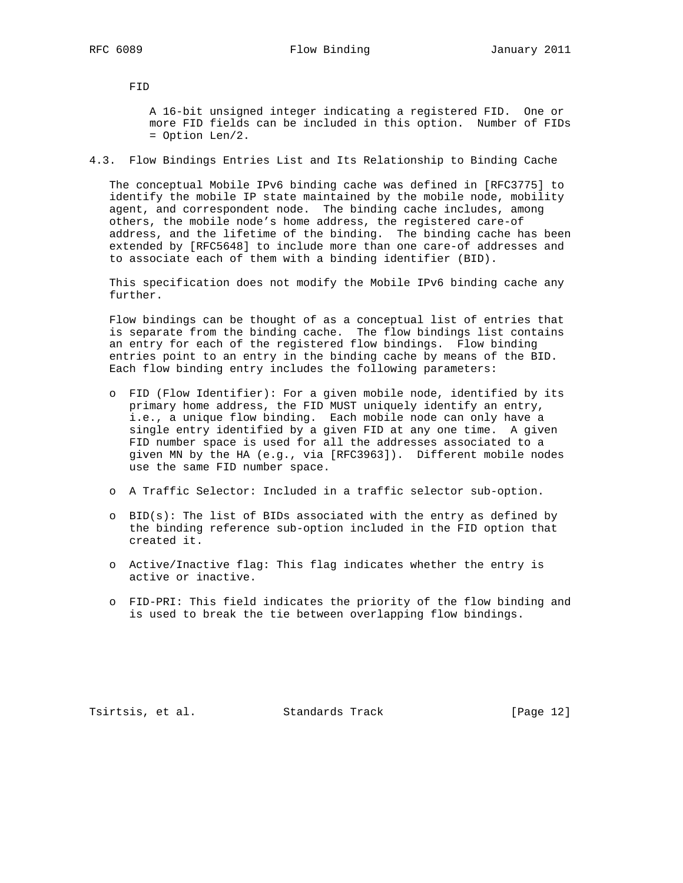FID

A 16-bit unsigned integer indicating a registered FID. One or more FID fields can be included in this option. Number of FIDs = Option Len/2.

### 4.3. Flow Bindings Entries List and Its Relationship to Binding Cache

The conceptual Mobile IPv6 binding cache was defined in [RFC3775] to identify the mobile IP state maintained by the mobile node, mobility agent, and correspondent node. The binding cache includes, among others, the mobile node's home address, the registered care-of address, and the lifetime of the binding. The binding cache has been extended by [RFC5648] to include more than one care-of addresses and to associate each of them with a binding identifier (BID).

This specification does not modify the Mobile IPv6 binding cache any further.

Flow bindings can be thought of as a conceptual list of entries that is separate from the binding cache. The flow bindings list contains an entry for each of the registered flow bindings. Flow binding entries point to an entry in the binding cache by means of the BID. Each flow binding entry includes the following parameters:

- FID (Flow Identifier): For a given mobile node, identified by its primary home address, the FID MUST uniquely identify an entry, i.e., a unique flow binding. Each mobile node can only have a single entry identified by a given FID at any one time. A given FID number space is used for all the addresses associated to a given MN by the HA (e.g., via [RFC3963]). Different mobile nodes use the same FID number space.

- A Traffic Selector: Included in a traffic selector sub-option.

- BID(s): The list of BIDs associated with the entry as defined by the binding reference sub-option included in the FID option that created it.

- Active/Inactive flag: This flag indicates whether the entry is active or inactive.

- FID-PRI: This field indicates the priority of the flow binding and is used to break the tie between overlapping flow bindings.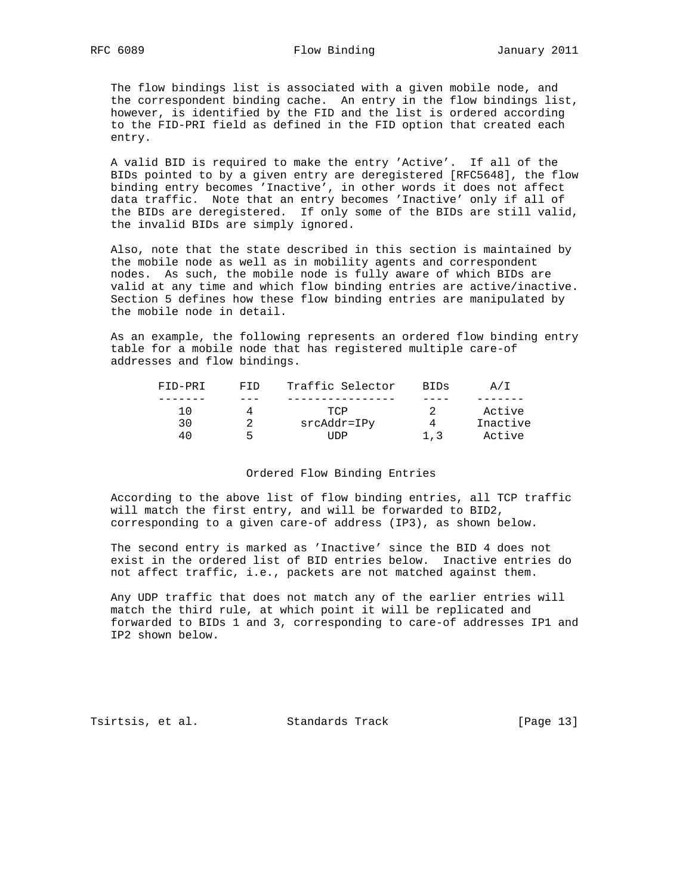The flow bindings list is associated with a given mobile node, and the correspondent binding cache. An entry in the flow bindings list, however, is identified by the FID and the list is ordered according to the FID-PRI field as defined in the FID option that created each entry.

A valid BID is required to make the entry 'Active'. If all of the BIDs pointed to by a given entry are deregistered [RFC5648], the flow binding entry becomes 'Inactive', in other words it does not affect data traffic. Note that an entry becomes 'Inactive' only if all of the BIDs are deregistered. If only some of the BIDs are still valid, the invalid BIDs are simply ignored.

Also, note that the state described in this section is maintained by the mobile node as well as in mobility agents and correspondent nodes. As such, the mobile node is fully aware of which BIDs are valid at any time and which flow binding entries are active/inactive. Section 5 defines how these flow binding entries are manipulated by the mobile node in detail.

As an example, the following represents an ordered flow binding entry table for a mobile node that has registered multiple care-of addresses and flow bindings.

| FID-PRI | FID | Traffic Selector | BIDs | A/I |
|---|---|---|---|---|
| 10 | 4 | TCP | 2 | Active |
| 30 | 2 | srcAddr=IPy | 4 | Inactive |
| 40 | 5 | UDP | 1,3 | Active |

Ordered Flow Binding Entries

According to the above list of flow binding entries, all TCP traffic will match the first entry, and will be forwarded to BID2, corresponding to a given care-of address (IP3), as shown below.

The second entry is marked as 'Inactive' since the BID 4 does not exist in the ordered list of BID entries below. Inactive entries do not affect traffic, i.e., packets are not matched against them.

Any UDP traffic that does not match any of the earlier entries will match the third rule, at which point it will be replicated and forwarded to BIDs 1 and 3, corresponding to care-of addresses IP1 and IP2 shown below.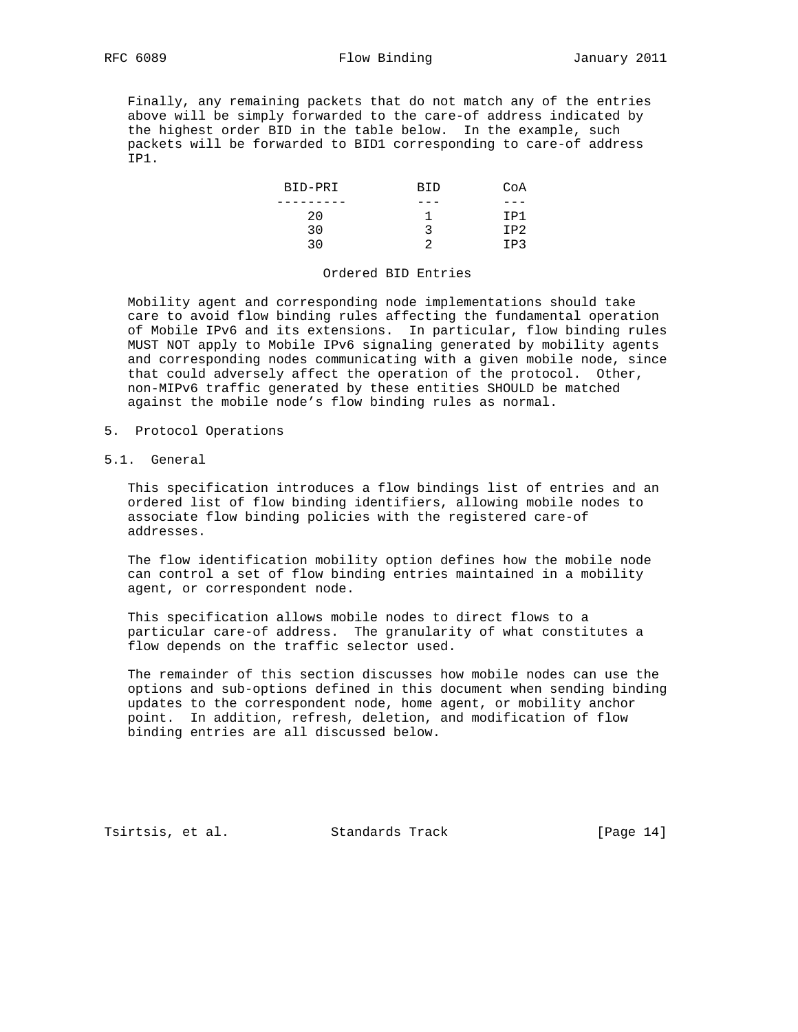Finally, any remaining packets that do not match any of the entries above will be simply forwarded to the care-of address indicated by the highest order BID in the table below. In the example, such packets will be forwarded to BID1 corresponding to care-of address IP1.

| BID-PRI | BID | CoA |
|---|---|---|
| 20 | 1 | IP1 |
| 30 | 3 | IP2 |
| 30 | 2 | IP3 |

Ordered BID Entries

Mobility agent and corresponding node implementations should take care to avoid flow binding rules affecting the fundamental operation of Mobile IPv6 and its extensions. In particular, flow binding rules MUST NOT apply to Mobile IPv6 signaling generated by mobility agents and corresponding nodes communicating with a given mobile node, since that could adversely affect the operation of the protocol. Other, non-MIPv6 traffic generated by these entities SHOULD be matched against the mobile node's flow binding rules as normal.

## 5. Protocol Operations

### 5.1. General

This specification introduces a flow bindings list of entries and an ordered list of flow binding identifiers, allowing mobile nodes to associate flow binding policies with the registered care-of addresses.

The flow identification mobility option defines how the mobile node can control a set of flow binding entries maintained in a mobility agent, or correspondent node.

This specification allows mobile nodes to direct flows to a particular care-of address. The granularity of what constitutes a flow depends on the traffic selector used.

The remainder of this section discusses how mobile nodes can use the options and sub-options defined in this document when sending binding updates to the correspondent node, home agent, or mobility anchor point. In addition, refresh, deletion, and modification of flow binding entries are all discussed below.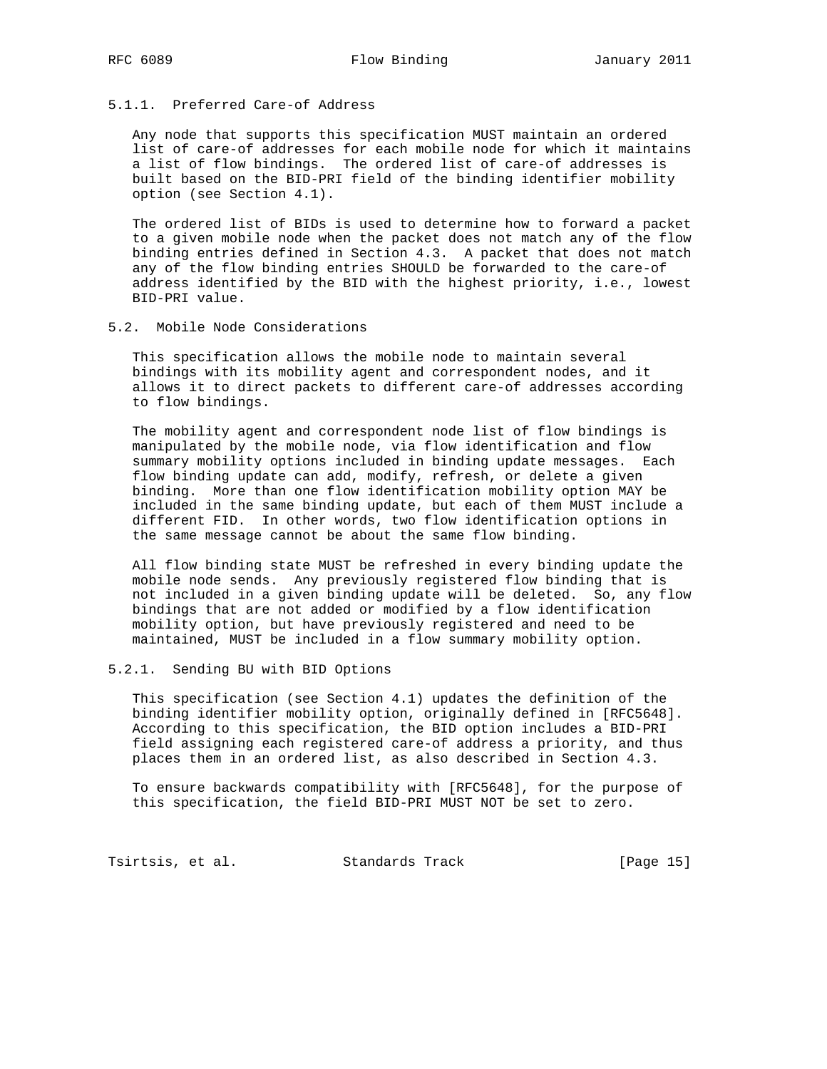### 5.1.1. Preferred Care-of Address

Any node that supports this specification MUST maintain an ordered list of care-of addresses for each mobile node for which it maintains a list of flow bindings. The ordered list of care-of addresses is built based on the BID-PRI field of the binding identifier mobility option (see Section 4.1).

The ordered list of BIDs is used to determine how to forward a packet to a given mobile node when the packet does not match any of the flow binding entries defined in Section 4.3. A packet that does not match any of the flow binding entries SHOULD be forwarded to the care-of address identified by the BID with the highest priority, i.e., lowest BID-PRI value.

## 5.2. Mobile Node Considerations

This specification allows the mobile node to maintain several bindings with its mobility agent and correspondent nodes, and it allows it to direct packets to different care-of addresses according to flow bindings.

The mobility agent and correspondent node list of flow bindings is manipulated by the mobile node, via flow identification and flow summary mobility options included in binding update messages. Each flow binding update can add, modify, refresh, or delete a given binding. More than one flow identification mobility option MAY be included in the same binding update, but each of them MUST include a different FID. In other words, two flow identification options in the same message cannot be about the same flow binding.

All flow binding state MUST be refreshed in every binding update the mobile node sends. Any previously registered flow binding that is not included in a given binding update will be deleted. So, any flow bindings that are not added or modified by a flow identification mobility option, but have previously registered and need to be maintained, MUST be included in a flow summary mobility option.

### 5.2.1. Sending BU with BID Options

This specification (see Section 4.1) updates the definition of the binding identifier mobility option, originally defined in [RFC5648]. According to this specification, the BID option includes a BID-PRI field assigning each registered care-of address a priority, and thus places them in an ordered list, as also described in Section 4.3.

To ensure backwards compatibility with [RFC5648], for the purpose of this specification, the field BID-PRI MUST NOT be set to zero.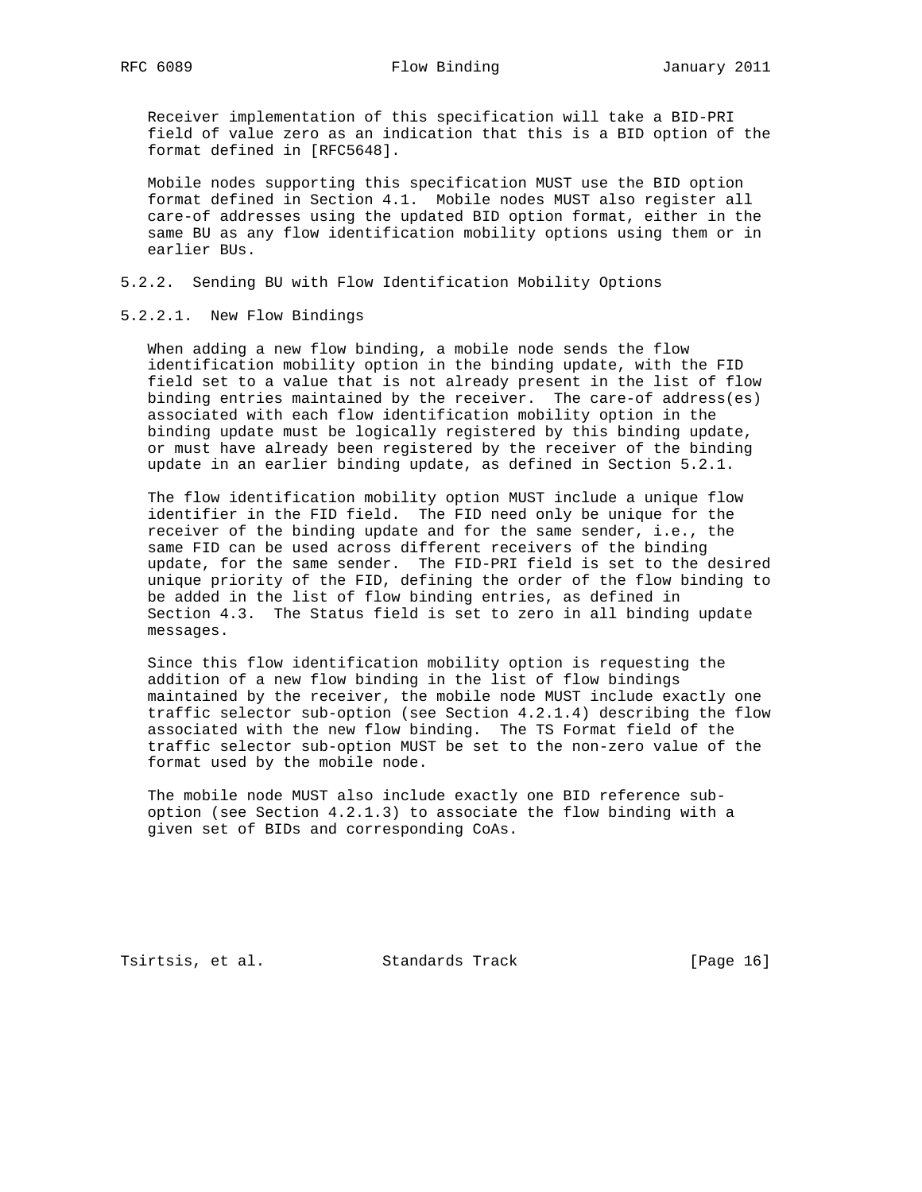Receiver implementation of this specification will take a BID-PRI field of value zero as an indication that this is a BID option of the format defined in [RFC5648].

Mobile nodes supporting this specification MUST use the BID option format defined in Section 4.1. Mobile nodes MUST also register all care-of addresses using the updated BID option format, either in the same BU as any flow identification mobility options using them or in earlier BUs.

### 5.2.2. Sending BU with Flow Identification Mobility Options

#### 5.2.2.1. New Flow Bindings

When adding a new flow binding, a mobile node sends the flow identification mobility option in the binding update, with the FID field set to a value that is not already present in the list of flow binding entries maintained by the receiver. The care-of address(es) associated with each flow identification mobility option in the binding update must be logically registered by this binding update, or must have already been registered by the receiver of the binding update in an earlier binding update, as defined in Section 5.2.1.

The flow identification mobility option MUST include a unique flow identifier in the FID field. The FID need only be unique for the receiver of the binding update and for the same sender, i.e., the same FID can be used across different receivers of the binding update, for the same sender. The FID-PRI field is set to the desired unique priority of the FID, defining the order of the flow binding to be added in the list of flow binding entries, as defined in Section 4.3. The Status field is set to zero in all binding update messages.

Since this flow identification mobility option is requesting the addition of a new flow binding in the list of flow bindings maintained by the receiver, the mobile node MUST include exactly one traffic selector sub-option (see Section 4.2.1.4) describing the flow associated with the new flow binding. The TS Format field of the traffic selector sub-option MUST be set to the non-zero value of the format used by the mobile node.

The mobile node MUST also include exactly one BID reference sub-option (see Section 4.2.1.3) to associate the flow binding with a given set of BIDs and corresponding CoAs.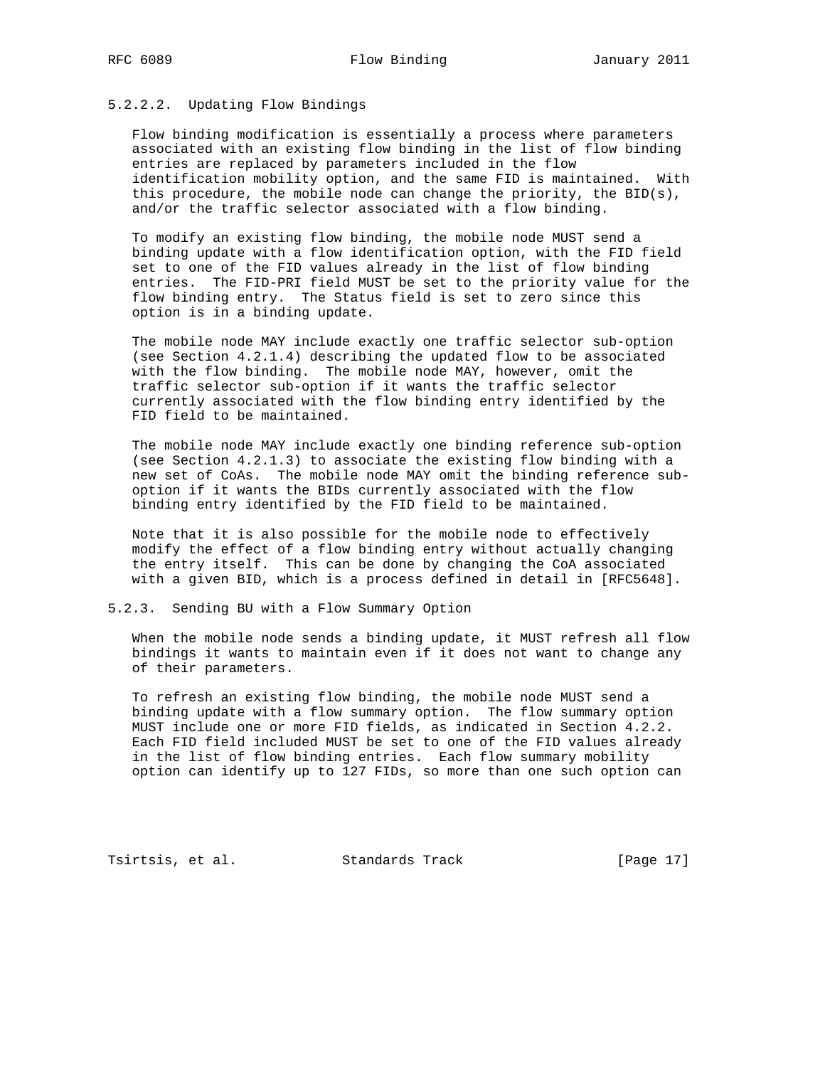#### 5.2.2.2. Updating Flow Bindings

Flow binding modification is essentially a process where parameters associated with an existing flow binding in the list of flow binding entries are replaced by parameters included in the flow identification mobility option, and the same FID is maintained. With this procedure, the mobile node can change the priority, the BID(s), and/or the traffic selector associated with a flow binding.

To modify an existing flow binding, the mobile node MUST send a binding update with a flow identification option, with the FID field set to one of the FID values already in the list of flow binding entries. The FID-PRI field MUST be set to the priority value for the flow binding entry. The Status field is set to zero since this option is in a binding update.

The mobile node MAY include exactly one traffic selector sub-option (see Section 4.2.1.4) describing the updated flow to be associated with the flow binding. The mobile node MAY, however, omit the traffic selector sub-option if it wants the traffic selector currently associated with the flow binding entry identified by the FID field to be maintained.

The mobile node MAY include exactly one binding reference sub-option (see Section 4.2.1.3) to associate the existing flow binding with a new set of CoAs. The mobile node MAY omit the binding reference sub-option if it wants the BIDs currently associated with the flow binding entry identified by the FID field to be maintained.

Note that it is also possible for the mobile node to effectively modify the effect of a flow binding entry without actually changing the entry itself. This can be done by changing the CoA associated with a given BID, which is a process defined in detail in [RFC5648].

### 5.2.3. Sending BU with a Flow Summary Option

When the mobile node sends a binding update, it MUST refresh all flow bindings it wants to maintain even if it does not want to change any of their parameters.

To refresh an existing flow binding, the mobile node MUST send a binding update with a flow summary option. The flow summary option MUST include one or more FID fields, as indicated in Section 4.2.2. Each FID field included MUST be set to one of the FID values already in the list of flow binding entries. Each flow summary mobility option can identify up to 127 FIDs, so more than one such option can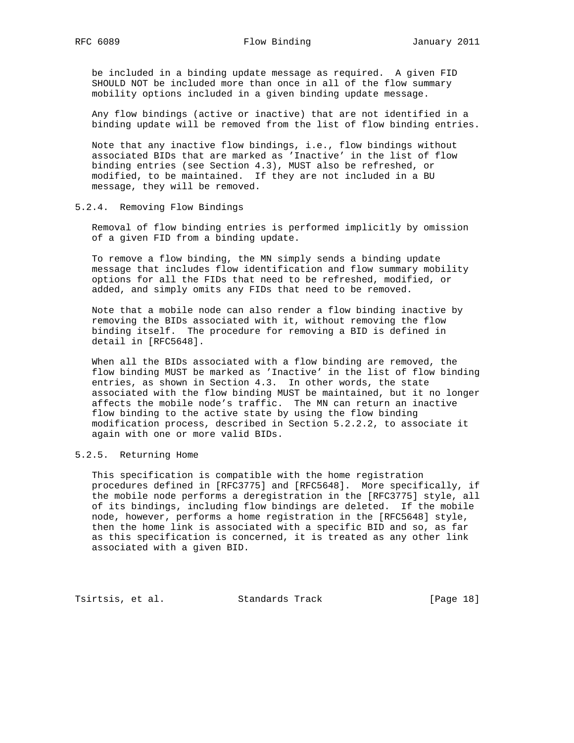be included in a binding update message as required. A given FID SHOULD NOT be included more than once in all of the flow summary mobility options included in a given binding update message.

Any flow bindings (active or inactive) that are not identified in a binding update will be removed from the list of flow binding entries.

Note that any inactive flow bindings, i.e., flow bindings without associated BIDs that are marked as 'Inactive' in the list of flow binding entries (see Section 4.3), MUST also be refreshed, or modified, to be maintained. If they are not included in a BU message, they will be removed.

### 5.2.4. Removing Flow Bindings

Removal of flow binding entries is performed implicitly by omission of a given FID from a binding update.

To remove a flow binding, the MN simply sends a binding update message that includes flow identification and flow summary mobility options for all the FIDs that need to be refreshed, modified, or added, and simply omits any FIDs that need to be removed.

Note that a mobile node can also render a flow binding inactive by removing the BIDs associated with it, without removing the flow binding itself. The procedure for removing a BID is defined in detail in [RFC5648].

When all the BIDs associated with a flow binding are removed, the flow binding MUST be marked as 'Inactive' in the list of flow binding entries, as shown in Section 4.3. In other words, the state associated with the flow binding MUST be maintained, but it no longer affects the mobile node's traffic. The MN can return an inactive flow binding to the active state by using the flow binding modification process, described in Section 5.2.2.2, to associate it again with one or more valid BIDs.

### 5.2.5. Returning Home

This specification is compatible with the home registration procedures defined in [RFC3775] and [RFC5648]. More specifically, if the mobile node performs a deregistration in the [RFC3775] style, all of its bindings, including flow bindings are deleted. If the mobile node, however, performs a home registration in the [RFC5648] style, then the home link is associated with a specific BID and so, as far as this specification is concerned, it is treated as any other link associated with a given BID.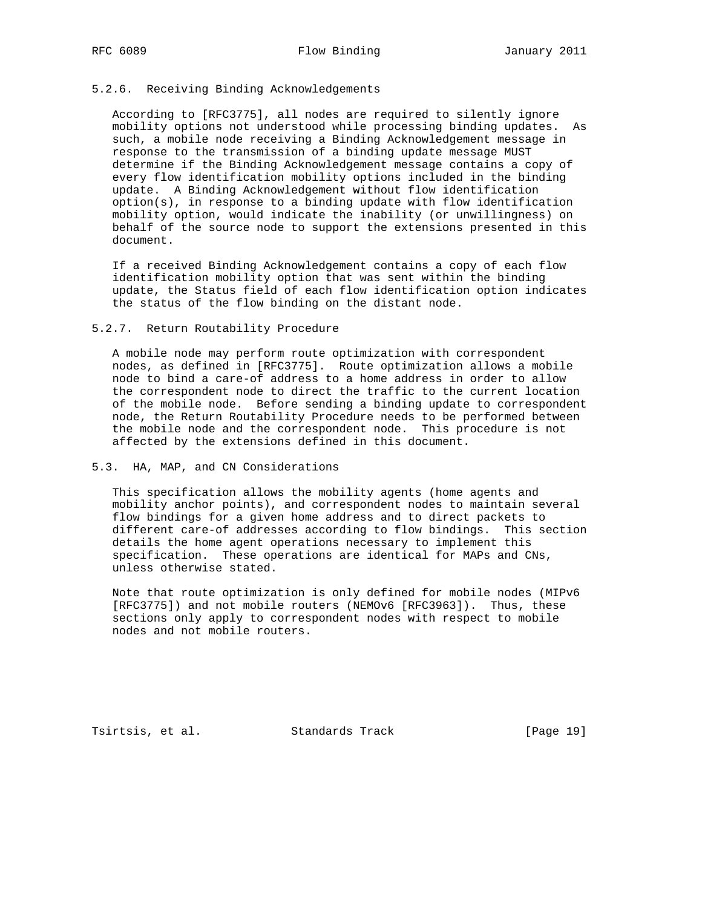#### 5.2.6. Receiving Binding Acknowledgements

According to [RFC3775], all nodes are required to silently ignore mobility options not understood while processing binding updates. As such, a mobile node receiving a Binding Acknowledgement message in response to the transmission of a binding update message MUST determine if the Binding Acknowledgement message contains a copy of every flow identification mobility options included in the binding update. A Binding Acknowledgement without flow identification option(s), in response to a binding update with flow identification mobility option, would indicate the inability (or unwillingness) on behalf of the source node to support the extensions presented in this document.

If a received Binding Acknowledgement contains a copy of each flow identification mobility option that was sent within the binding update, the Status field of each flow identification option indicates the status of the flow binding on the distant node.

#### 5.2.7. Return Routability Procedure

A mobile node may perform route optimization with correspondent nodes, as defined in [RFC3775]. Route optimization allows a mobile node to bind a care-of address to a home address in order to allow the correspondent node to direct the traffic to the current location of the mobile node. Before sending a binding update to correspondent node, the Return Routability Procedure needs to be performed between the mobile node and the correspondent node. This procedure is not affected by the extensions defined in this document.

### 5.3. HA, MAP, and CN Considerations

This specification allows the mobility agents (home agents and mobility anchor points), and correspondent nodes to maintain several flow bindings for a given home address and to direct packets to different care-of addresses according to flow bindings. This section details the home agent operations necessary to implement this specification. These operations are identical for MAPs and CNs, unless otherwise stated.

Note that route optimization is only defined for mobile nodes (MIPv6 [RFC3775]) and not mobile routers (NEMOv6 [RFC3963]). Thus, these sections only apply to correspondent nodes with respect to mobile nodes and not mobile routers.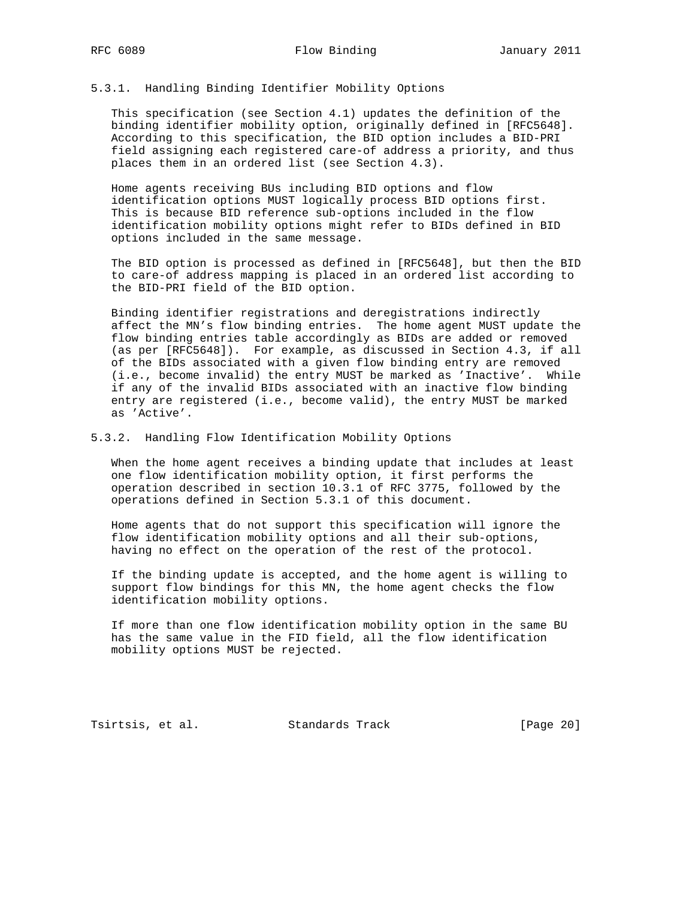#### 5.3.1. Handling Binding Identifier Mobility Options

This specification (see Section 4.1) updates the definition of the binding identifier mobility option, originally defined in [RFC5648]. According to this specification, the BID option includes a BID-PRI field assigning each registered care-of address a priority, and thus places them in an ordered list (see Section 4.3).

Home agents receiving BUs including BID options and flow identification options MUST logically process BID options first. This is because BID reference sub-options included in the flow identification mobility options might refer to BIDs defined in BID options included in the same message.

The BID option is processed as defined in [RFC5648], but then the BID to care-of address mapping is placed in an ordered list according to the BID-PRI field of the BID option.

Binding identifier registrations and deregistrations indirectly affect the MN's flow binding entries. The home agent MUST update the flow binding entries table accordingly as BIDs are added or removed (as per [RFC5648]). For example, as discussed in Section 4.3, if all of the BIDs associated with a given flow binding entry are removed (i.e., become invalid) the entry MUST be marked as 'Inactive'. While if any of the invalid BIDs associated with an inactive flow binding entry are registered (i.e., become valid), the entry MUST be marked as 'Active'.

#### 5.3.2. Handling Flow Identification Mobility Options

When the home agent receives a binding update that includes at least one flow identification mobility option, it first performs the operation described in section 10.3.1 of RFC 3775, followed by the operations defined in Section 5.3.1 of this document.

Home agents that do not support this specification will ignore the flow identification mobility options and all their sub-options, having no effect on the operation of the rest of the protocol.

If the binding update is accepted, and the home agent is willing to support flow bindings for this MN, the home agent checks the flow identification mobility options.

If more than one flow identification mobility option in the same BU has the same value in the FID field, all the flow identification mobility options MUST be rejected.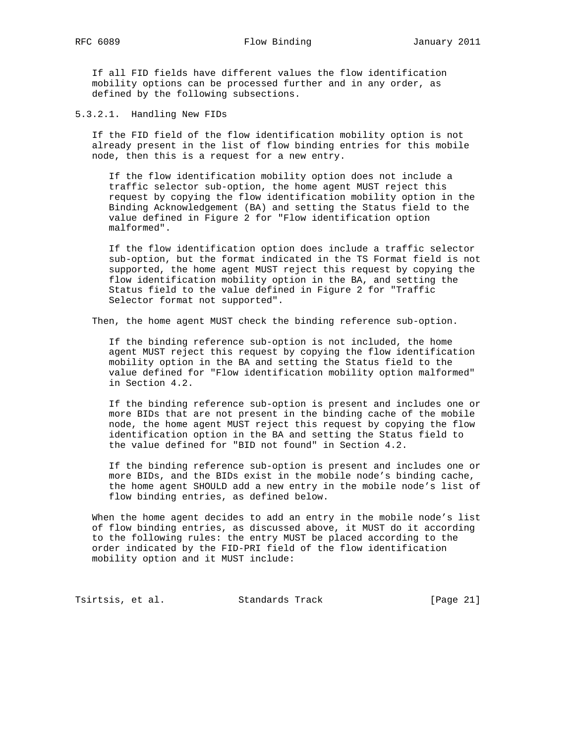If all FID fields have different values the flow identification mobility options can be processed further and in any order, as defined by the following subsections.

#### 5.3.2.1. Handling New FIDs

If the FID field of the flow identification mobility option is not already present in the list of flow binding entries for this mobile node, then this is a request for a new entry.

If the flow identification mobility option does not include a traffic selector sub-option, the home agent MUST reject this request by copying the flow identification mobility option in the Binding Acknowledgement (BA) and setting the Status field to the value defined in Figure 2 for "Flow identification option malformed".

If the flow identification option does include a traffic selector sub-option, but the format indicated in the TS Format field is not supported, the home agent MUST reject this request by copying the flow identification mobility option in the BA, and setting the Status field to the value defined in Figure 2 for "Traffic Selector format not supported".

Then, the home agent MUST check the binding reference sub-option.

If the binding reference sub-option is not included, the home agent MUST reject this request by copying the flow identification mobility option in the BA and setting the Status field to the value defined for "Flow identification mobility option malformed" in Section 4.2.

If the binding reference sub-option is present and includes one or more BIDs that are not present in the binding cache of the mobile node, the home agent MUST reject this request by copying the flow identification option in the BA and setting the Status field to the value defined for "BID not found" in Section 4.2.

If the binding reference sub-option is present and includes one or more BIDs, and the BIDs exist in the mobile node's binding cache, the home agent SHOULD add a new entry in the mobile node's list of flow binding entries, as defined below.

When the home agent decides to add an entry in the mobile node's list of flow binding entries, as discussed above, it MUST do it according to the following rules: the entry MUST be placed according to the order indicated by the FID-PRI field of the flow identification mobility option and it MUST include: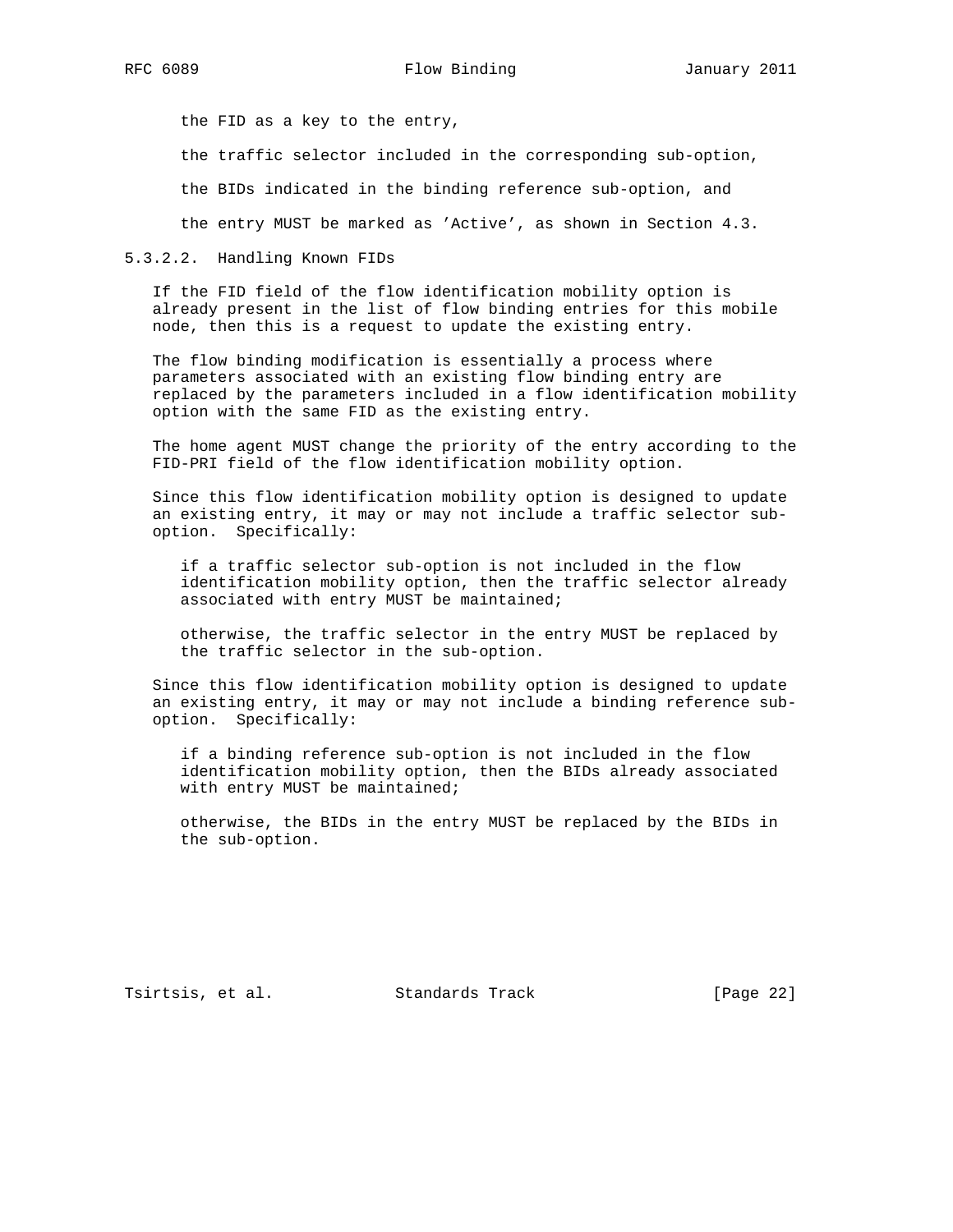the FID as a key to the entry,

the traffic selector included in the corresponding sub-option,

the BIDs indicated in the binding reference sub-option, and

the entry MUST be marked as 'Active', as shown in Section 4.3.

#### 5.3.2.2. Handling Known FIDs

If the FID field of the flow identification mobility option is already present in the list of flow binding entries for this mobile node, then this is a request to update the existing entry.

The flow binding modification is essentially a process where parameters associated with an existing flow binding entry are replaced by the parameters included in a flow identification mobility option with the same FID as the existing entry.

The home agent MUST change the priority of the entry according to the FID-PRI field of the flow identification mobility option.

Since this flow identification mobility option is designed to update an existing entry, it may or may not include a traffic selector sub-option. Specifically:

if a traffic selector sub-option is not included in the flow identification mobility option, then the traffic selector already associated with entry MUST be maintained;

otherwise, the traffic selector in the entry MUST be replaced by the traffic selector in the sub-option.

Since this flow identification mobility option is designed to update an existing entry, it may or may not include a binding reference sub-option. Specifically:

if a binding reference sub-option is not included in the flow identification mobility option, then the BIDs already associated with entry MUST be maintained;

otherwise, the BIDs in the entry MUST be replaced by the BIDs in the sub-option.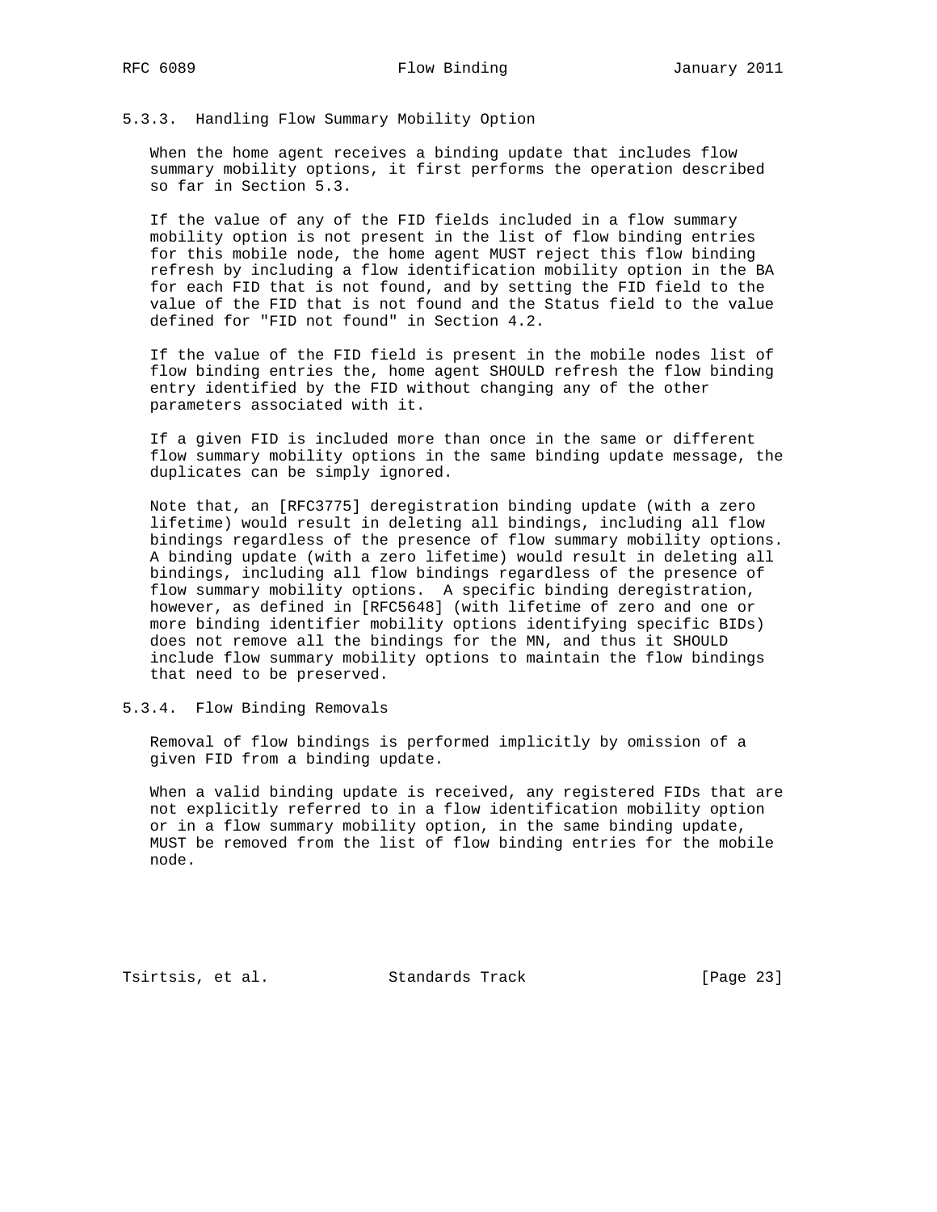### 5.3.3. Handling Flow Summary Mobility Option

When the home agent receives a binding update that includes flow summary mobility options, it first performs the operation described so far in Section 5.3.

If the value of any of the FID fields included in a flow summary mobility option is not present in the list of flow binding entries for this mobile node, the home agent MUST reject this flow binding refresh by including a flow identification mobility option in the BA for each FID that is not found, and by setting the FID field to the value of the FID that is not found and the Status field to the value defined for "FID not found" in Section 4.2.

If the value of the FID field is present in the mobile nodes list of flow binding entries the, home agent SHOULD refresh the flow binding entry identified by the FID without changing any of the other parameters associated with it.

If a given FID is included more than once in the same or different flow summary mobility options in the same binding update message, the duplicates can be simply ignored.

Note that, an [RFC3775] deregistration binding update (with a zero lifetime) would result in deleting all bindings, including all flow bindings regardless of the presence of flow summary mobility options. A binding update (with a zero lifetime) would result in deleting all bindings, including all flow bindings regardless of the presence of flow summary mobility options. A specific binding deregistration, however, as defined in [RFC5648] (with lifetime of zero and one or more binding identifier mobility options identifying specific BIDs) does not remove all the bindings for the MN, and thus it SHOULD include flow summary mobility options to maintain the flow bindings that need to be preserved.

### 5.3.4. Flow Binding Removals

Removal of flow bindings is performed implicitly by omission of a given FID from a binding update.

When a valid binding update is received, any registered FIDs that are not explicitly referred to in a flow identification mobility option or in a flow summary mobility option, in the same binding update, MUST be removed from the list of flow binding entries for the mobile node.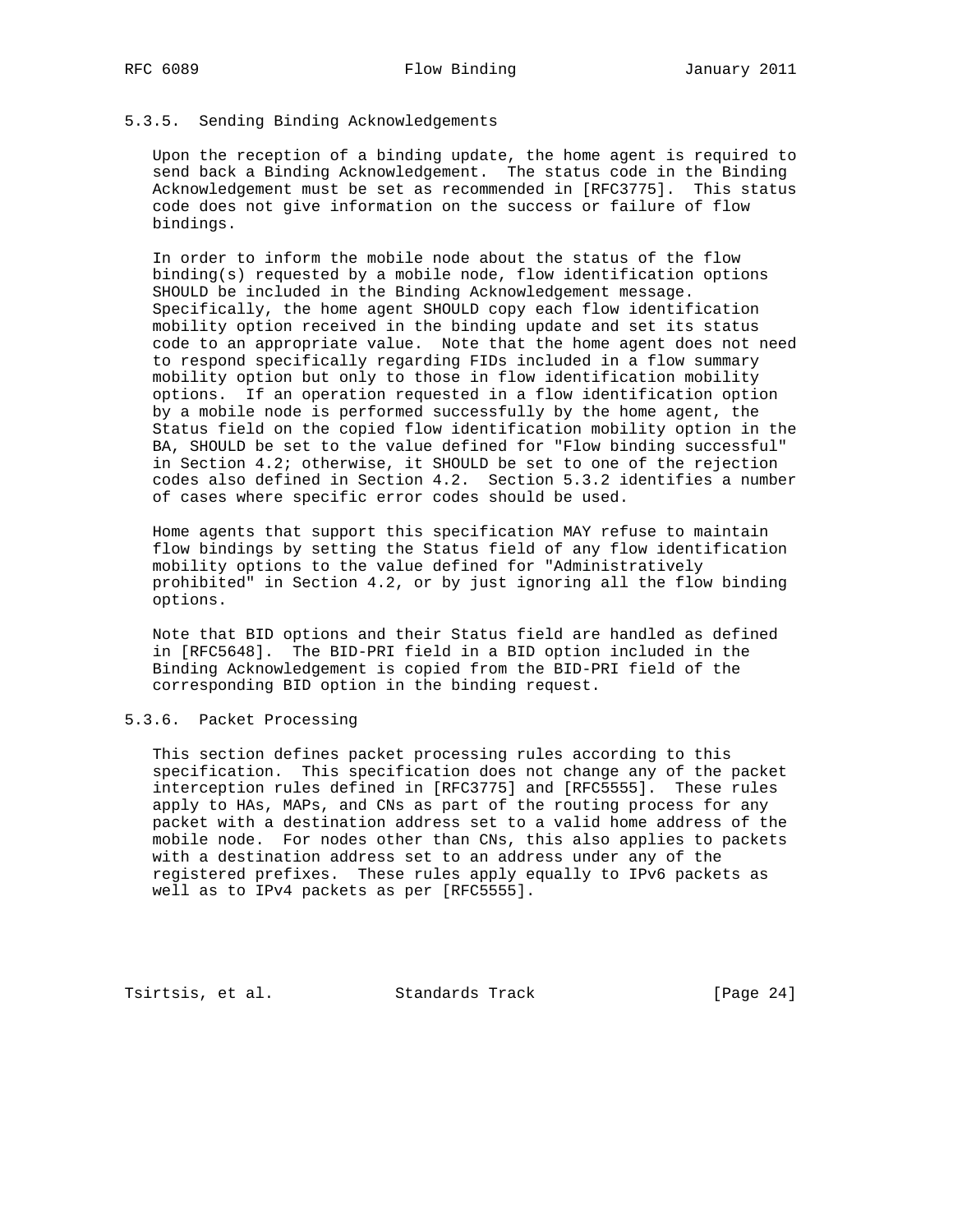### 5.3.5. Sending Binding Acknowledgements

Upon the reception of a binding update, the home agent is required to send back a Binding Acknowledgement. The status code in the Binding Acknowledgement must be set as recommended in [RFC3775]. This status code does not give information on the success or failure of flow bindings.

In order to inform the mobile node about the status of the flow binding(s) requested by a mobile node, flow identification options SHOULD be included in the Binding Acknowledgement message. Specifically, the home agent SHOULD copy each flow identification mobility option received in the binding update and set its status code to an appropriate value. Note that the home agent does not need to respond specifically regarding FIDs included in a flow summary mobility option but only to those in flow identification mobility options. If an operation requested in a flow identification option by a mobile node is performed successfully by the home agent, the Status field on the copied flow identification mobility option in the BA, SHOULD be set to the value defined for "Flow binding successful" in Section 4.2; otherwise, it SHOULD be set to one of the rejection codes also defined in Section 4.2. Section 5.3.2 identifies a number of cases where specific error codes should be used.

Home agents that support this specification MAY refuse to maintain flow bindings by setting the Status field of any flow identification mobility options to the value defined for "Administratively prohibited" in Section 4.2, or by just ignoring all the flow binding options.

Note that BID options and their Status field are handled as defined in [RFC5648]. The BID-PRI field in a BID option included in the Binding Acknowledgement is copied from the BID-PRI field of the corresponding BID option in the binding request.

### 5.3.6. Packet Processing

This section defines packet processing rules according to this specification. This specification does not change any of the packet interception rules defined in [RFC3775] and [RFC5555]. These rules apply to HAs, MAPs, and CNs as part of the routing process for any packet with a destination address set to a valid home address of the mobile node. For nodes other than CNs, this also applies to packets with a destination address set to an address under any of the registered prefixes. These rules apply equally to IPv6 packets as well as to IPv4 packets as per [RFC5555].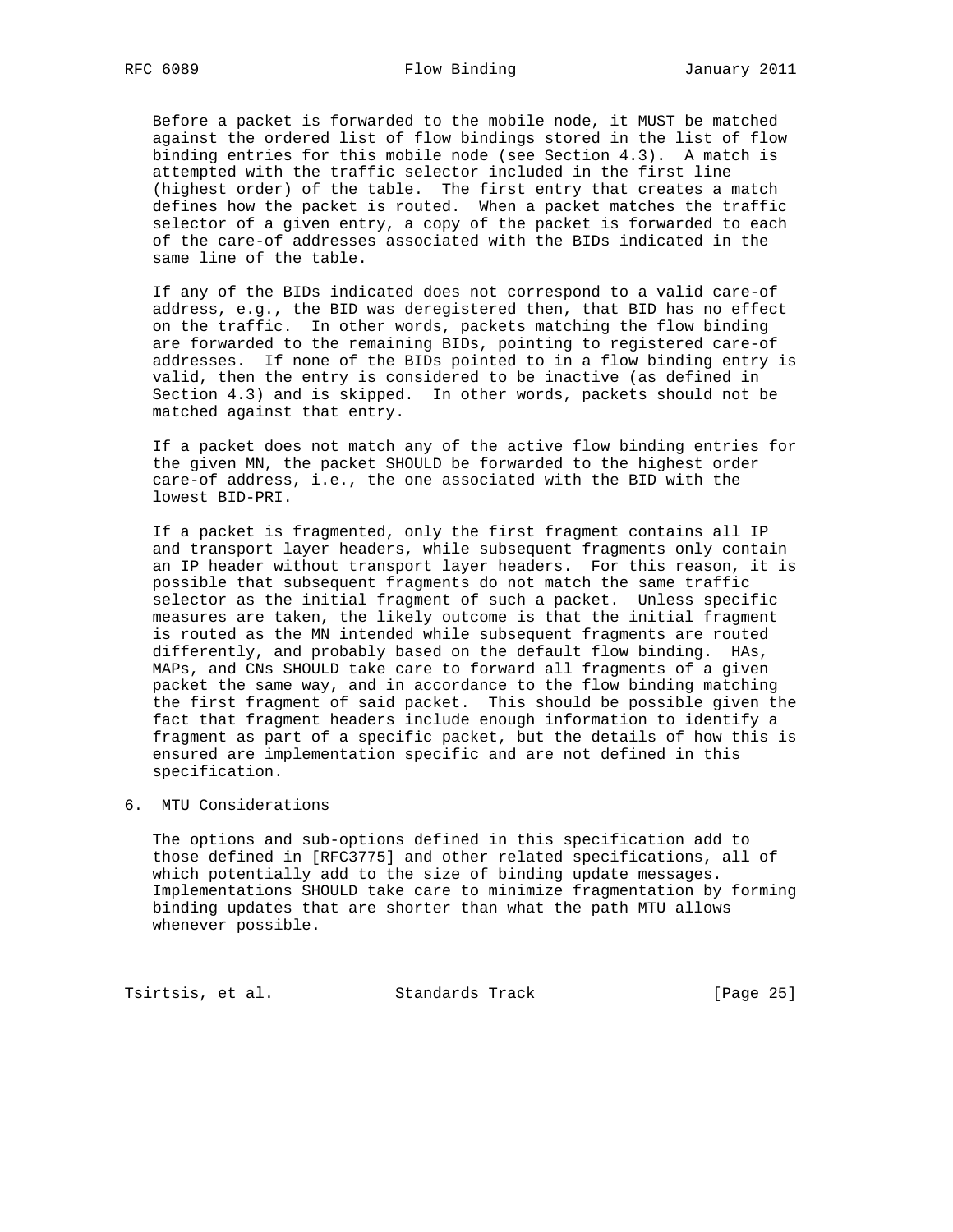Before a packet is forwarded to the mobile node, it MUST be matched against the ordered list of flow bindings stored in the list of flow binding entries for this mobile node (see Section 4.3). A match is attempted with the traffic selector included in the first line (highest order) of the table. The first entry that creates a match defines how the packet is routed. When a packet matches the traffic selector of a given entry, a copy of the packet is forwarded to each of the care-of addresses associated with the BIDs indicated in the same line of the table.

If any of the BIDs indicated does not correspond to a valid care-of address, e.g., the BID was deregistered then, that BID has no effect on the traffic. In other words, packets matching the flow binding are forwarded to the remaining BIDs, pointing to registered care-of addresses. If none of the BIDs pointed to in a flow binding entry is valid, then the entry is considered to be inactive (as defined in Section 4.3) and is skipped. In other words, packets should not be matched against that entry.

If a packet does not match any of the active flow binding entries for the given MN, the packet SHOULD be forwarded to the highest order care-of address, i.e., the one associated with the BID with the lowest BID-PRI.

If a packet is fragmented, only the first fragment contains all IP and transport layer headers, while subsequent fragments only contain an IP header without transport layer headers. For this reason, it is possible that subsequent fragments do not match the same traffic selector as the initial fragment of such a packet. Unless specific measures are taken, the likely outcome is that the initial fragment is routed as the MN intended while subsequent fragments are routed differently, and probably based on the default flow binding. HAs, MAPs, and CNs SHOULD take care to forward all fragments of a given packet the same way, and in accordance to the flow binding matching the first fragment of said packet. This should be possible given the fact that fragment headers include enough information to identify a fragment as part of a specific packet, but the details of how this is ensured are implementation specific and are not defined in this specification.

## 6. MTU Considerations

The options and sub-options defined in this specification add to those defined in [RFC3775] and other related specifications, all of which potentially add to the size of binding update messages. Implementations SHOULD take care to minimize fragmentation by forming binding updates that are shorter than what the path MTU allows whenever possible.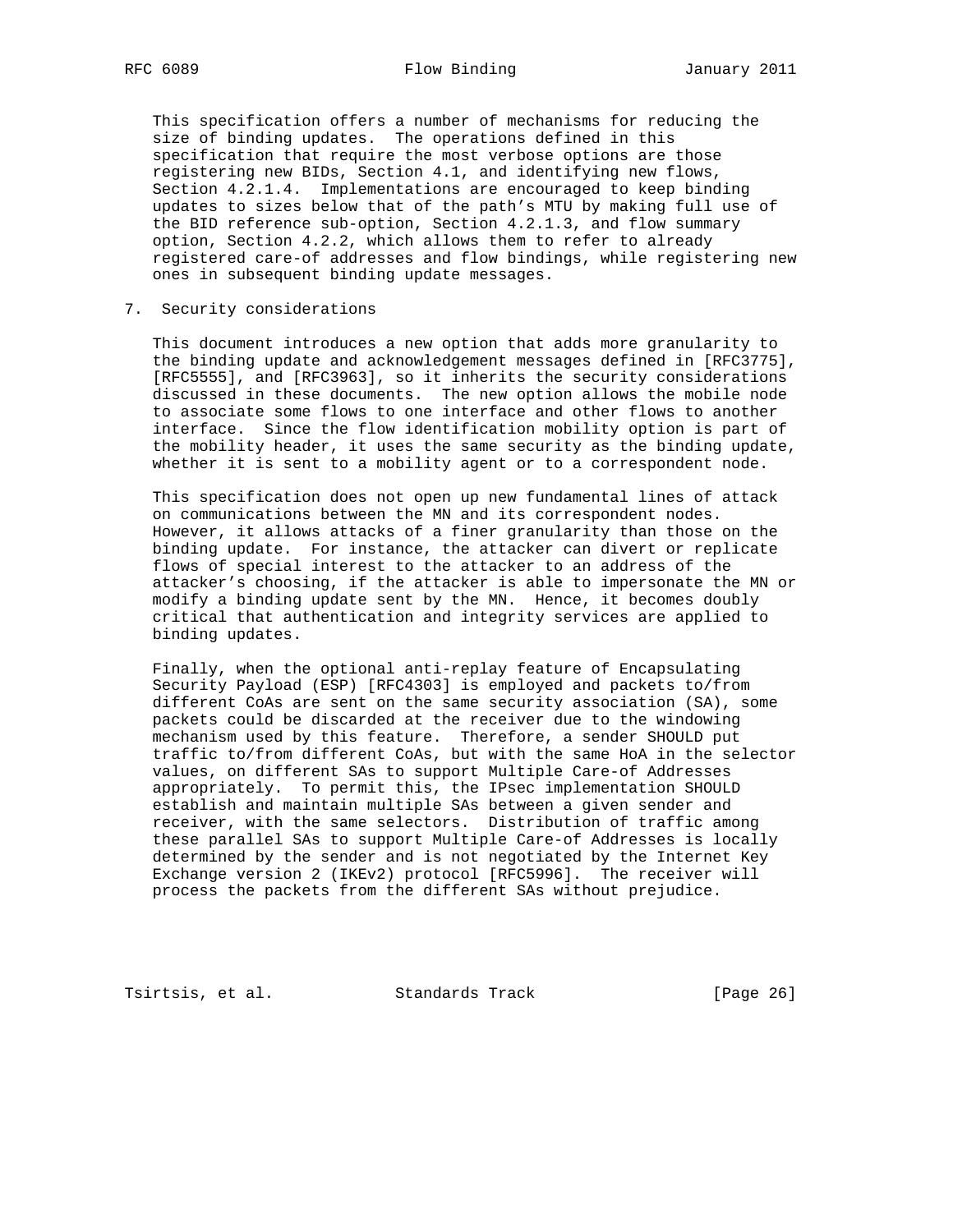This specification offers a number of mechanisms for reducing the size of binding updates. The operations defined in this specification that require the most verbose options are those registering new BIDs, Section 4.1, and identifying new flows, Section 4.2.1.4. Implementations are encouraged to keep binding updates to sizes below that of the path's MTU by making full use of the BID reference sub-option, Section 4.2.1.3, and flow summary option, Section 4.2.2, which allows them to refer to already registered care-of addresses and flow bindings, while registering new ones in subsequent binding update messages.

## 7. Security considerations

This document introduces a new option that adds more granularity to the binding update and acknowledgement messages defined in [RFC3775], [RFC5555], and [RFC3963], so it inherits the security considerations discussed in these documents. The new option allows the mobile node to associate some flows to one interface and other flows to another interface. Since the flow identification mobility option is part of the mobility header, it uses the same security as the binding update, whether it is sent to a mobility agent or to a correspondent node.

This specification does not open up new fundamental lines of attack on communications between the MN and its correspondent nodes. However, it allows attacks of a finer granularity than those on the binding update. For instance, the attacker can divert or replicate flows of special interest to the attacker to an address of the attacker's choosing, if the attacker is able to impersonate the MN or modify a binding update sent by the MN. Hence, it becomes doubly critical that authentication and integrity services are applied to binding updates.

Finally, when the optional anti-replay feature of Encapsulating Security Payload (ESP) [RFC4303] is employed and packets to/from different CoAs are sent on the same security association (SA), some packets could be discarded at the receiver due to the windowing mechanism used by this feature. Therefore, a sender SHOULD put traffic to/from different CoAs, but with the same HoA in the selector values, on different SAs to support Multiple Care-of Addresses appropriately. To permit this, the IPsec implementation SHOULD establish and maintain multiple SAs between a given sender and receiver, with the same selectors. Distribution of traffic among these parallel SAs to support Multiple Care-of Addresses is locally determined by the sender and is not negotiated by the Internet Key Exchange version 2 (IKEv2) protocol [RFC5996]. The receiver will process the packets from the different SAs without prejudice.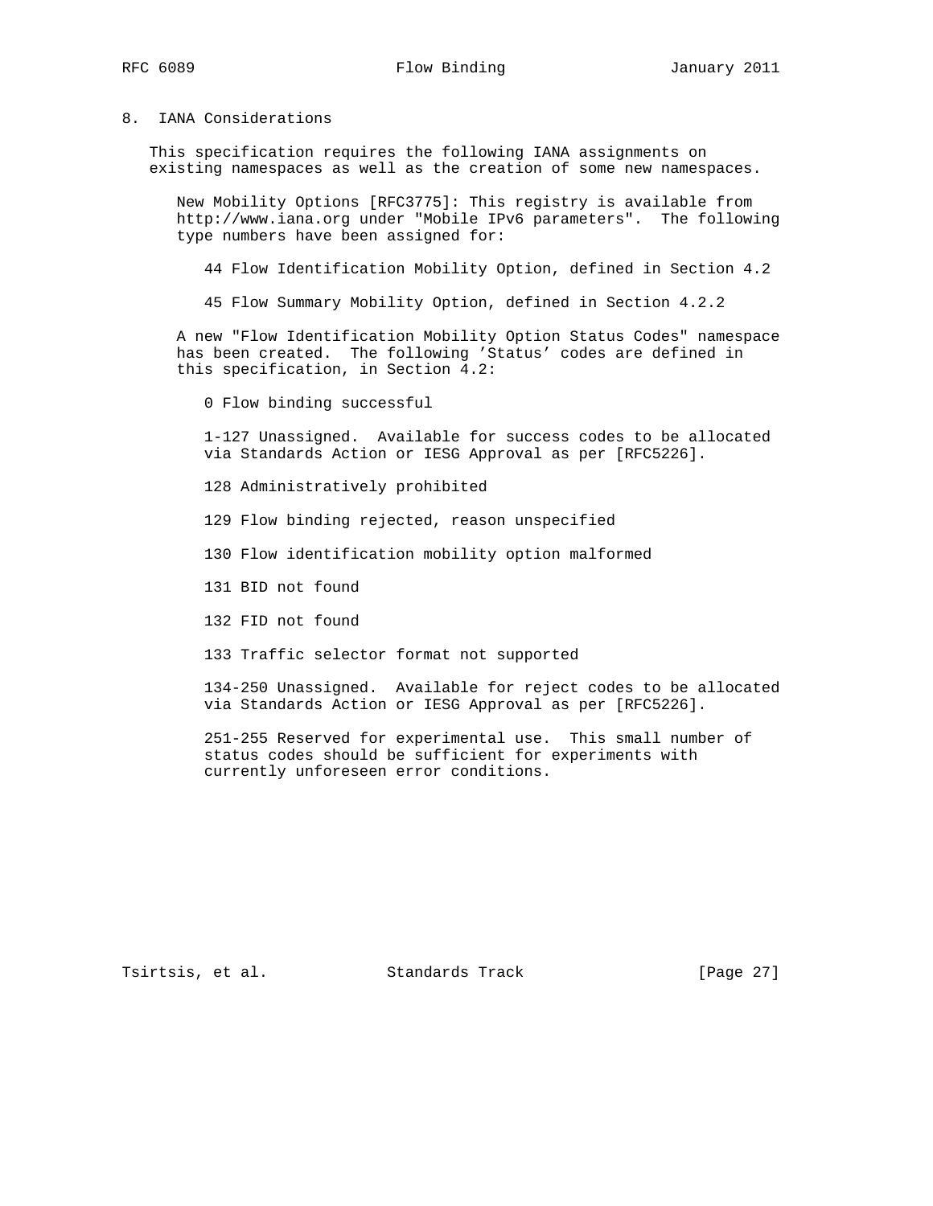## 8. IANA Considerations

This specification requires the following IANA assignments on existing namespaces as well as the creation of some new namespaces.

New Mobility Options [RFC3775]: This registry is available from http://www.iana.org under "Mobile IPv6 parameters". The following type numbers have been assigned for:

44 Flow Identification Mobility Option, defined in Section 4.2

45 Flow Summary Mobility Option, defined in Section 4.2.2

A new "Flow Identification Mobility Option Status Codes" namespace has been created. The following 'Status' codes are defined in this specification, in Section 4.2:

0 Flow binding successful

1-127 Unassigned. Available for success codes to be allocated via Standards Action or IESG Approval as per [RFC5226].

128 Administratively prohibited

129 Flow binding rejected, reason unspecified

130 Flow identification mobility option malformed

131 BID not found

132 FID not found

133 Traffic selector format not supported

134-250 Unassigned. Available for reject codes to be allocated via Standards Action or IESG Approval as per [RFC5226].

251-255 Reserved for experimental use. This small number of status codes should be sufficient for experiments with currently unforeseen error conditions.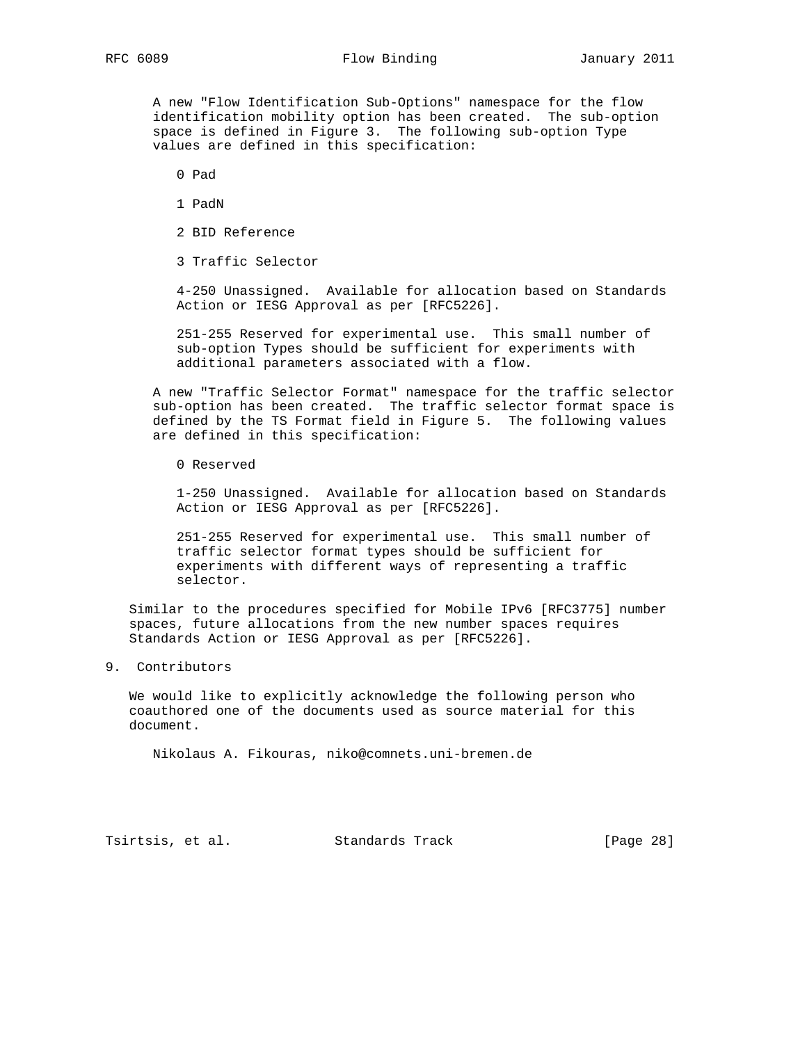A new "Flow Identification Sub-Options" namespace for the flow identification mobility option has been created. The sub-option space is defined in Figure 3. The following sub-option Type values are defined in this specification:

0 Pad

1 PadN

2 BID Reference

3 Traffic Selector

4-250 Unassigned. Available for allocation based on Standards Action or IESG Approval as per [RFC5226].

251-255 Reserved for experimental use. This small number of sub-option Types should be sufficient for experiments with additional parameters associated with a flow.

A new "Traffic Selector Format" namespace for the traffic selector sub-option has been created. The traffic selector format space is defined by the TS Format field in Figure 5. The following values are defined in this specification:

0 Reserved

1-250 Unassigned. Available for allocation based on Standards Action or IESG Approval as per [RFC5226].

251-255 Reserved for experimental use. This small number of traffic selector format types should be sufficient for experiments with different ways of representing a traffic selector.

Similar to the procedures specified for Mobile IPv6 [RFC3775] number spaces, future allocations from the new number spaces requires Standards Action or IESG Approval as per [RFC5226].

# 9. Contributors

We would like to explicitly acknowledge the following person who coauthored one of the documents used as source material for this document.

Nikolaus A. Fikouras, niko@comnets.uni-bremen.de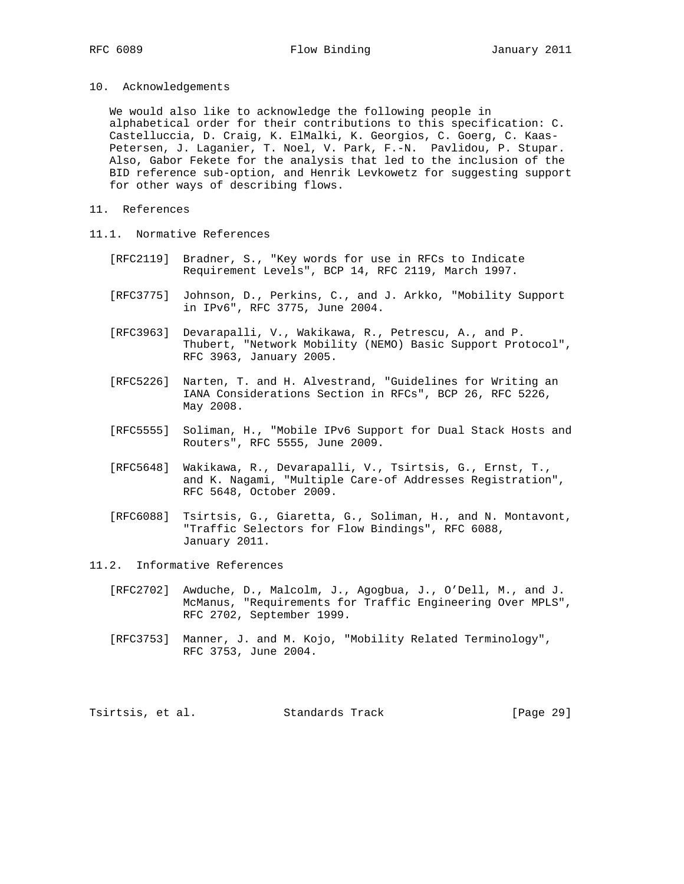## 10. Acknowledgements

We would also like to acknowledge the following people in alphabetical order for their contributions to this specification: C. Castelluccia, D. Craig, K. ElMalki, K. Georgios, C. Goerg, C. Kaas-Petersen, J. Laganier, T. Noel, V. Park, F.-N. Pavlidou, P. Stupar. Also, Gabor Fekete for the analysis that led to the inclusion of the BID reference sub-option, and Henrik Levkowetz for suggesting support for other ways of describing flows.

## 11. References

### 11.1. Normative References

[RFC2119] Bradner, S., "Key words for use in RFCs to Indicate Requirement Levels", BCP 14, RFC 2119, March 1997.

[RFC3775] Johnson, D., Perkins, C., and J. Arkko, "Mobility Support in IPv6", RFC 3775, June 2004.

[RFC3963] Devarapalli, V., Wakikawa, R., Petrescu, A., and P. Thubert, "Network Mobility (NEMO) Basic Support Protocol", RFC 3963, January 2005.

[RFC5226] Narten, T. and H. Alvestrand, "Guidelines for Writing an IANA Considerations Section in RFCs", BCP 26, RFC 5226, May 2008.

[RFC5555] Soliman, H., "Mobile IPv6 Support for Dual Stack Hosts and Routers", RFC 5555, June 2009.

[RFC5648] Wakikawa, R., Devarapalli, V., Tsirtsis, G., Ernst, T., and K. Nagami, "Multiple Care-of Addresses Registration", RFC 5648, October 2009.

[RFC6088] Tsirtsis, G., Giaretta, G., Soliman, H., and N. Montavont, "Traffic Selectors for Flow Bindings", RFC 6088, January 2011.

### 11.2. Informative References

[RFC2702] Awduche, D., Malcolm, J., Agogbua, J., O'Dell, M., and J. McManus, "Requirements for Traffic Engineering Over MPLS", RFC 2702, September 1999.

[RFC3753] Manner, J. and M. Kojo, "Mobility Related Terminology", RFC 3753, June 2004.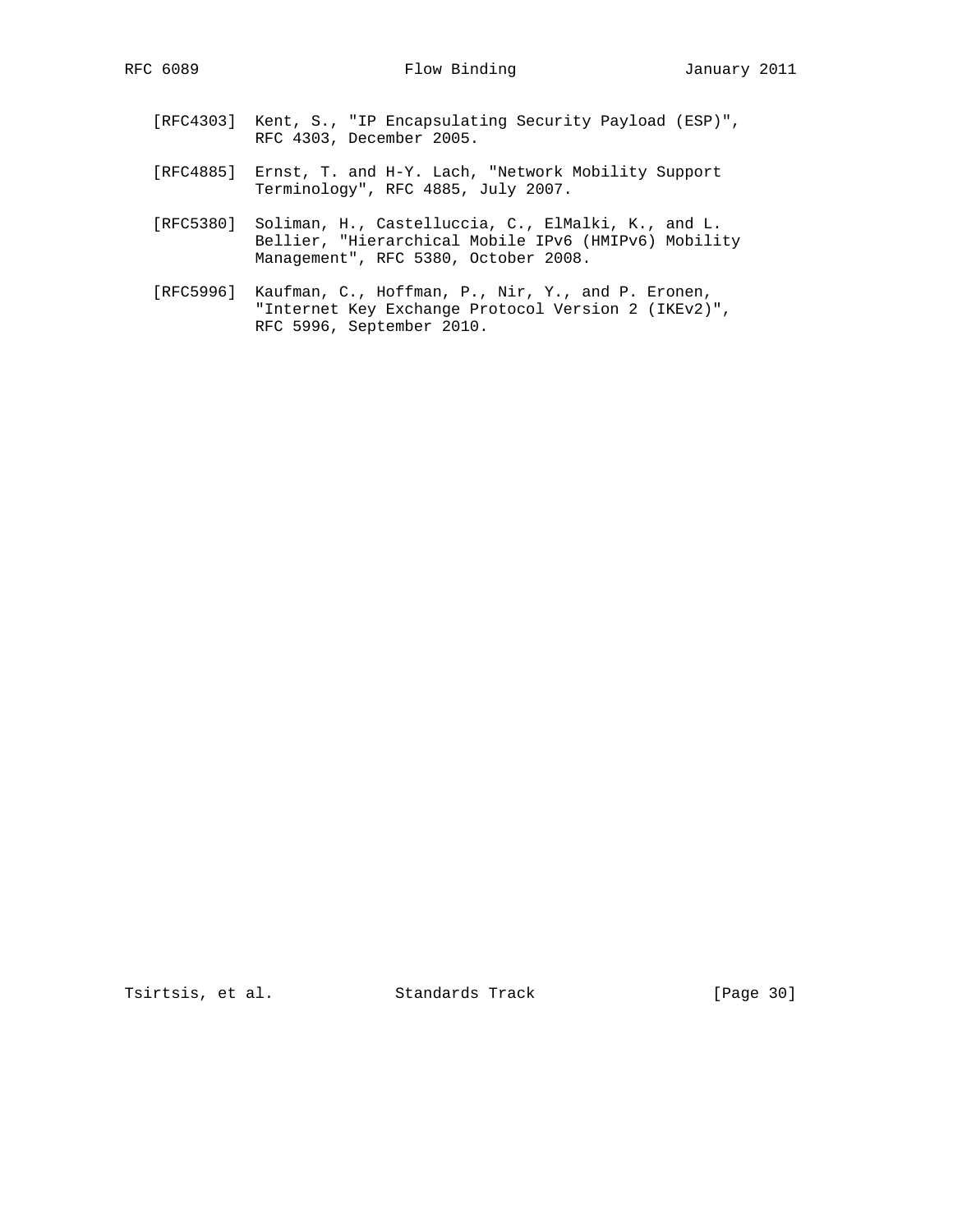[RFC4303] Kent, S., "IP Encapsulating Security Payload (ESP)", RFC 4303, December 2005.

[RFC4885] Ernst, T. and H-Y. Lach, "Network Mobility Support Terminology", RFC 4885, July 2007.

[RFC5380] Soliman, H., Castelluccia, C., ElMalki, K., and L. Bellier, "Hierarchical Mobile IPv6 (HMIPv6) Mobility Management", RFC 5380, October 2008.

[RFC5996] Kaufman, C., Hoffman, P., Nir, Y., and P. Eronen, "Internet Key Exchange Protocol Version 2 (IKEv2)", RFC 5996, September 2010.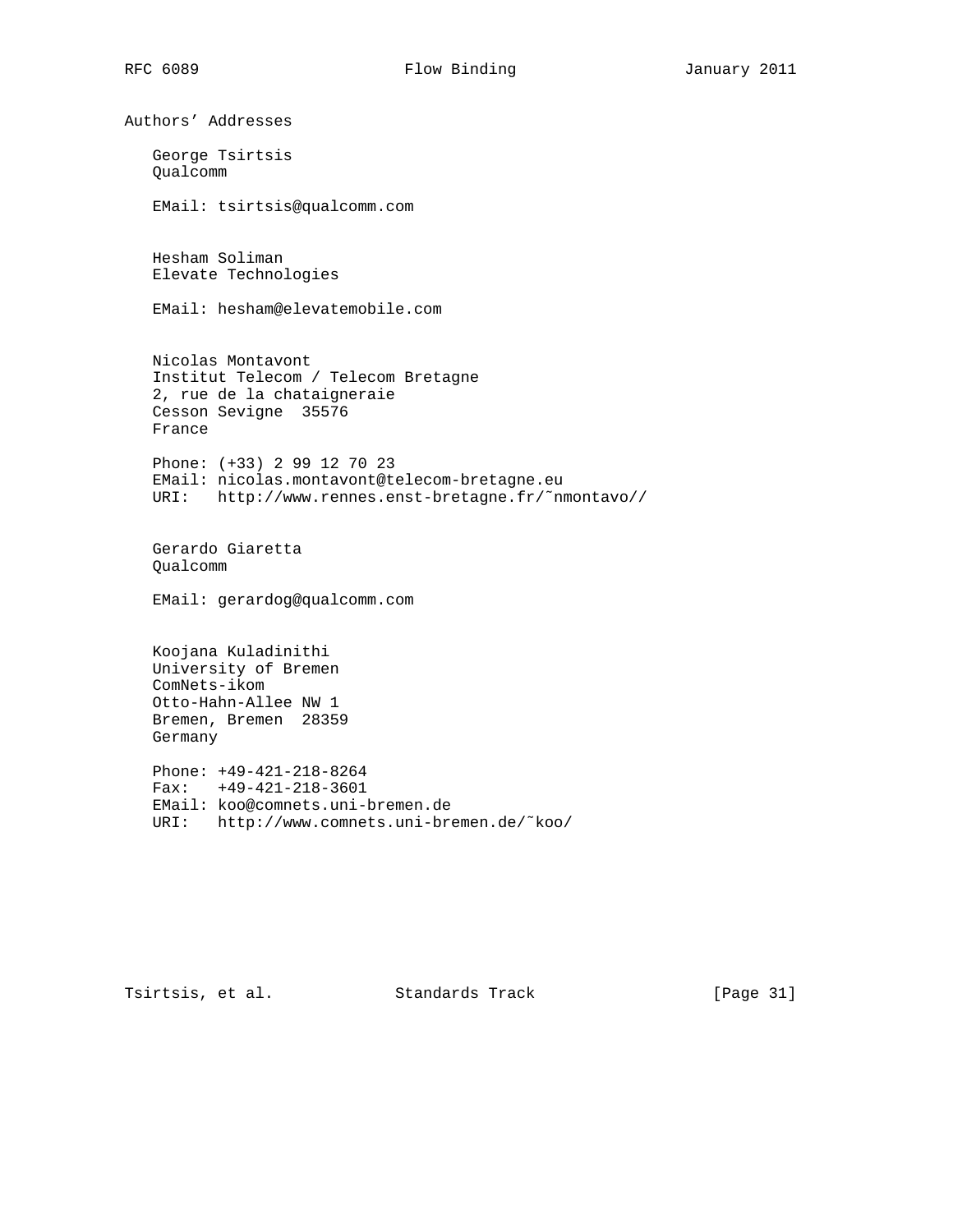## Authors' Addresses

George Tsirtsis
Qualcomm

EMail: tsirtsis@qualcomm.com

Hesham Soliman
Elevate Technologies

EMail: hesham@elevatemobile.com

Nicolas Montavont
Institut Telecom / Telecom Bretagne
2, rue de la chataigneraie
Cesson Sevigne  35576
France

Phone: (+33) 2 99 12 70 23
EMail: nicolas.montavont@telecom-bretagne.eu
URI:   http://www.rennes.enst-bretagne.fr/~nmontavo//

Gerardo Giaretta
Qualcomm

EMail: gerardog@qualcomm.com

Koojana Kuladinithi
University of Bremen
ComNets-ikom
Otto-Hahn-Allee NW 1
Bremen, Bremen  28359
Germany

Phone: +49-421-218-8264
Fax:   +49-421-218-3601
EMail: koo@comnets.uni-bremen.de
URI:   http://www.comnets.uni-bremen.de/~koo/